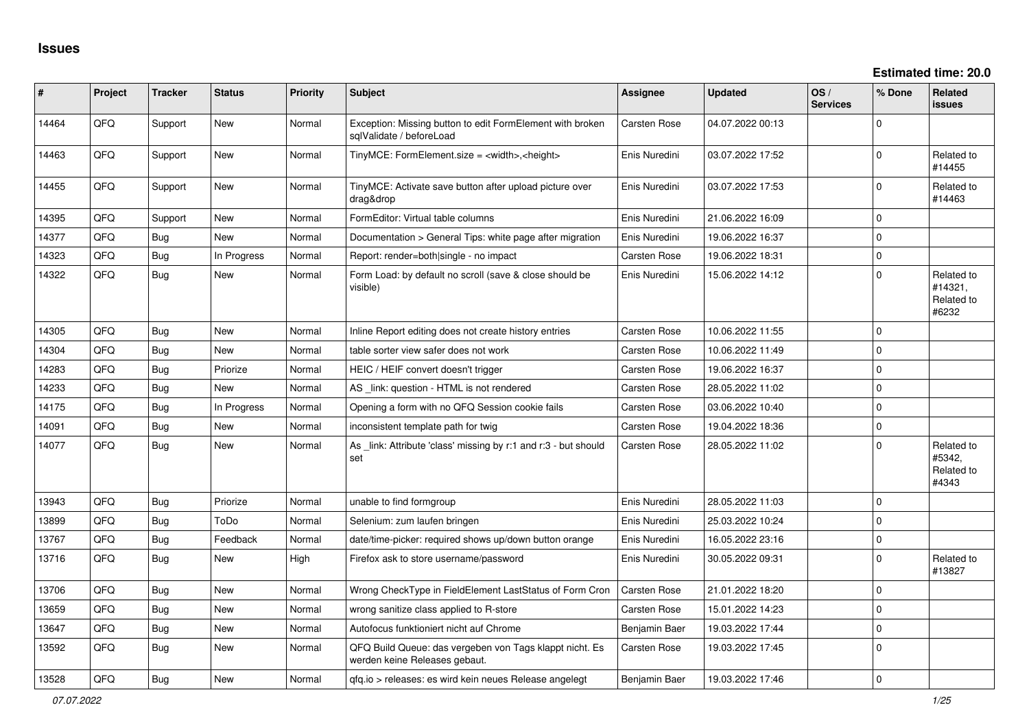# Issues

**Estimated time: 20.0**

| # | Project | Tracker | Status | Priority | Subject | Assignee | Updated | OS / Services | % Done | Related issues |
|---|---|---|---|---|---|---|---|---|---|---|
| 14464 | QFQ | Support | New | Normal | Exception: Missing button to edit FormElement with broken sqlValidate / beforeLoad | Carsten Rose | 04.07.2022 00:13 | | 0 | |
| 14463 | QFQ | Support | New | Normal | TinyMCE: FormElement.size = <width>,<height> | Enis Nuredini | 03.07.2022 17:52 | | 0 | Related to #14455 |
| 14455 | QFQ | Support | New | Normal | TinyMCE: Activate save button after upload picture over drag&drop | Enis Nuredini | 03.07.2022 17:53 | | 0 | Related to #14463 |
| 14395 | QFQ | Support | New | Normal | FormEditor: Virtual table columns | Enis Nuredini | 21.06.2022 16:09 | | 0 | |
| 14377 | QFQ | Bug | New | Normal | Documentation > General Tips: white page after migration | Enis Nuredini | 19.06.2022 16:37 | | 0 | |
| 14323 | QFQ | Bug | In Progress | Normal | Report: render=both\|single - no impact | Carsten Rose | 19.06.2022 18:31 | | 0 | |
| 14322 | QFQ | Bug | New | Normal | Form Load: by default no scroll (save & close should be visible) | Enis Nuredini | 15.06.2022 14:12 | | 0 | Related to #14321, Related to #6232 |
| 14305 | QFQ | Bug | New | Normal | Inline Report editing does not create history entries | Carsten Rose | 10.06.2022 11:55 | | 0 | |
| 14304 | QFQ | Bug | New | Normal | table sorter view safer does not work | Carsten Rose | 10.06.2022 11:49 | | 0 | |
| 14283 | QFQ | Bug | Priorize | Normal | HEIC / HEIF convert doesn't trigger | Carsten Rose | 19.06.2022 16:37 | | 0 | |
| 14233 | QFQ | Bug | New | Normal | AS _link: question - HTML is not rendered | Carsten Rose | 28.05.2022 11:02 | | 0 | |
| 14175 | QFQ | Bug | In Progress | Normal | Opening a form with no QFQ Session cookie fails | Carsten Rose | 03.06.2022 10:40 | | 0 | |
| 14091 | QFQ | Bug | New | Normal | inconsistent template path for twig | Carsten Rose | 19.04.2022 18:36 | | 0 | |
| 14077 | QFQ | Bug | New | Normal | As _link: Attribute 'class' missing by r:1 and r:3 - but should set | Carsten Rose | 28.05.2022 11:02 | | 0 | Related to #5342, Related to #4343 |
| 13943 | QFQ | Bug | Priorize | Normal | unable to find formgroup | Enis Nuredini | 28.05.2022 11:03 | | 0 | |
| 13899 | QFQ | Bug | ToDo | Normal | Selenium: zum laufen bringen | Enis Nuredini | 25.03.2022 10:24 | | 0 | |
| 13767 | QFQ | Bug | Feedback | Normal | date/time-picker: required shows up/down button orange | Enis Nuredini | 16.05.2022 23:16 | | 0 | |
| 13716 | QFQ | Bug | New | High | Firefox ask to store username/password | Enis Nuredini | 30.05.2022 09:31 | | 0 | Related to #13827 |
| 13706 | QFQ | Bug | New | Normal | Wrong CheckType in FieldElement LastStatus of Form Cron | Carsten Rose | 21.01.2022 18:20 | | 0 | |
| 13659 | QFQ | Bug | New | Normal | wrong sanitize class applied to R-store | Carsten Rose | 15.01.2022 14:23 | | 0 | |
| 13647 | QFQ | Bug | New | Normal | Autofocus funktioniert nicht auf Chrome | Benjamin Baer | 19.03.2022 17:44 | | 0 | |
| 13592 | QFQ | Bug | New | Normal | QFQ Build Queue: das vergeben von Tags klappt nicht. Es werden keine Releases gebaut. | Carsten Rose | 19.03.2022 17:45 | | 0 | |
| 13528 | QFQ | Bug | New | Normal | qfq.io > releases: es wird kein neues Release angelegt | Benjamin Baer | 19.03.2022 17:46 | | 0 | |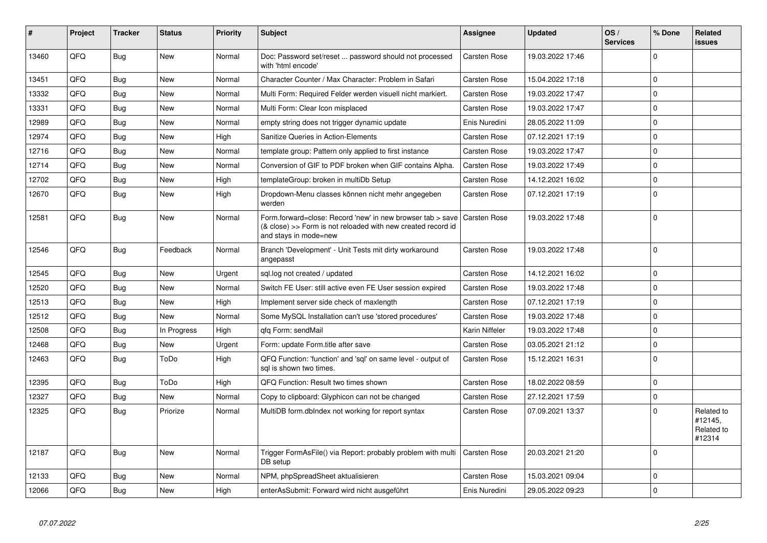| # | Project | Tracker | Status | Priority | Subject | Assignee | Updated | OS / Services | % Done | Related issues |
|---|---|---|---|---|---|---|---|---|---|---|
| 13460 | QFQ | Bug | New | Normal | Doc: Password set/reset ... password should not processed with 'html encode' | Carsten Rose | 19.03.2022 17:46 | | 0 | |
| 13451 | QFQ | Bug | New | Normal | Character Counter / Max Character: Problem in Safari | Carsten Rose | 15.04.2022 17:18 | | 0 | |
| 13332 | QFQ | Bug | New | Normal | Multi Form: Required Felder werden visuell nicht markiert. | Carsten Rose | 19.03.2022 17:47 | | 0 | |
| 13331 | QFQ | Bug | New | Normal | Multi Form: Clear Icon misplaced | Carsten Rose | 19.03.2022 17:47 | | 0 | |
| 12989 | QFQ | Bug | New | Normal | empty string does not trigger dynamic update | Enis Nuredini | 28.05.2022 11:09 | | 0 | |
| 12974 | QFQ | Bug | New | High | Sanitize Queries in Action-Elements | Carsten Rose | 07.12.2021 17:19 | | 0 | |
| 12716 | QFQ | Bug | New | Normal | template group: Pattern only applied to first instance | Carsten Rose | 19.03.2022 17:47 | | 0 | |
| 12714 | QFQ | Bug | New | Normal | Conversion of GIF to PDF broken when GIF contains Alpha. | Carsten Rose | 19.03.2022 17:49 | | 0 | |
| 12702 | QFQ | Bug | New | High | templateGroup: broken in multiDb Setup | Carsten Rose | 14.12.2021 16:02 | | 0 | |
| 12670 | QFQ | Bug | New | High | Dropdown-Menu classes können nicht mehr angegeben werden | Carsten Rose | 07.12.2021 17:19 | | 0 | |
| 12581 | QFQ | Bug | New | Normal | Form.forward=close: Record 'new' in new browser tab > save (& close) >> Form is not reloaded with new created record id and stays in mode=new | Carsten Rose | 19.03.2022 17:48 | | 0 | |
| 12546 | QFQ | Bug | Feedback | Normal | Branch 'Development' - Unit Tests mit dirty workaround angepasst | Carsten Rose | 19.03.2022 17:48 | | 0 | |
| 12545 | QFQ | Bug | New | Urgent | sql.log not created / updated | Carsten Rose | 14.12.2021 16:02 | | 0 | |
| 12520 | QFQ | Bug | New | Normal | Switch FE User: still active even FE User session expired | Carsten Rose | 19.03.2022 17:48 | | 0 | |
| 12513 | QFQ | Bug | New | High | Implement server side check of maxlength | Carsten Rose | 07.12.2021 17:19 | | 0 | |
| 12512 | QFQ | Bug | New | Normal | Some MySQL Installation can't use 'stored procedures' | Carsten Rose | 19.03.2022 17:48 | | 0 | |
| 12508 | QFQ | Bug | In Progress | High | qfq Form: sendMail | Karin Niffeler | 19.03.2022 17:48 | | 0 | |
| 12468 | QFQ | Bug | New | Urgent | Form: update Form.title after save | Carsten Rose | 03.05.2021 21:12 | | 0 | |
| 12463 | QFQ | Bug | ToDo | High | QFQ Function: 'function' and 'sql' on same level - output of sql is shown two times. | Carsten Rose | 15.12.2021 16:31 | | 0 | |
| 12395 | QFQ | Bug | ToDo | High | QFQ Function: Result two times shown | Carsten Rose | 18.02.2022 08:59 | | 0 | |
| 12327 | QFQ | Bug | New | Normal | Copy to clipboard: Glyphicon can not be changed | Carsten Rose | 27.12.2021 17:59 | | 0 | |
| 12325 | QFQ | Bug | Priorize | Normal | MultiDB form.dbIndex not working for report syntax | Carsten Rose | 07.09.2021 13:37 | | 0 | Related to #12145, Related to #12314 |
| 12187 | QFQ | Bug | New | Normal | Trigger FormAsFile() via Report: probably problem with multi DB setup | Carsten Rose | 20.03.2021 21:20 | | 0 | |
| 12133 | QFQ | Bug | New | Normal | NPM, phpSpreadSheet aktualisieren | Carsten Rose | 15.03.2021 09:04 | | 0 | |
| 12066 | QFQ | Bug | New | High | enterAsSubmit: Forward wird nicht ausgeführt | Enis Nuredini | 29.05.2022 09:23 | | 0 | |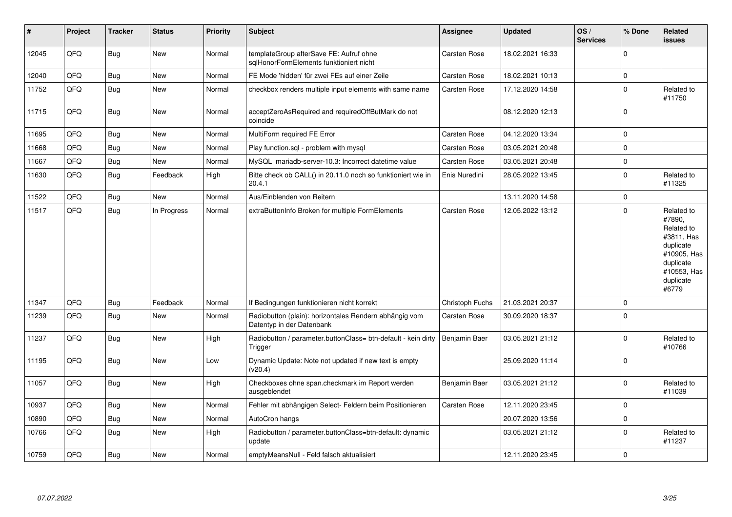| # | Project | Tracker | Status | Priority | Subject | Assignee | Updated | OS / Services | % Done | Related issues |
|---|---|---|---|---|---|---|---|---|---|---|
| 12045 | QFQ | Bug | New | Normal | templateGroup afterSave FE: Aufruf ohne sqlHonorFormElements funktioniert nicht | Carsten Rose | 18.02.2021 16:33 | | 0 | |
| 12040 | QFQ | Bug | New | Normal | FE Mode 'hidden' für zwei FEs auf einer Zeile | Carsten Rose | 18.02.2021 10:13 | | 0 | |
| 11752 | QFQ | Bug | New | Normal | checkbox renders multiple input elements with same name | Carsten Rose | 17.12.2020 14:58 | | 0 | Related to #11750 |
| 11715 | QFQ | Bug | New | Normal | acceptZeroAsRequired and requiredOffButMark do not coincide | | 08.12.2020 12:13 | | 0 | |
| 11695 | QFQ | Bug | New | Normal | MultiForm required FE Error | Carsten Rose | 04.12.2020 13:34 | | 0 | |
| 11668 | QFQ | Bug | New | Normal | Play function.sql - problem with mysql | Carsten Rose | 03.05.2021 20:48 | | 0 | |
| 11667 | QFQ | Bug | New | Normal | MySQL mariadb-server-10.3: Incorrect datetime value | Carsten Rose | 03.05.2021 20:48 | | 0 | |
| 11630 | QFQ | Bug | Feedback | High | Bitte check ob CALL() in 20.11.0 noch so funktioniert wie in 20.4.1 | Enis Nuredini | 28.05.2022 13:45 | | 0 | Related to #11325 |
| 11522 | QFQ | Bug | New | Normal | Aus/Einblenden von Reitern | | 13.11.2020 14:58 | | 0 | |
| 11517 | QFQ | Bug | In Progress | Normal | extraButtonInfo Broken for multiple FormElements | Carsten Rose | 12.05.2022 13:12 | | 0 | Related to #7890, Related to #3811, Has duplicate #10905, Has duplicate #10553, Has duplicate #6779 |
| 11347 | QFQ | Bug | Feedback | Normal | If Bedingungen funktionieren nicht korrekt | Christoph Fuchs | 21.03.2021 20:37 | | 0 | |
| 11239 | QFQ | Bug | New | Normal | Radiobutton (plain): horizontales Rendern abhängig vom Datentyp in der Datenbank | Carsten Rose | 30.09.2020 18:37 | | 0 | |
| 11237 | QFQ | Bug | New | High | Radiobutton / parameter.buttonClass= btn-default - kein dirty Trigger | Benjamin Baer | 03.05.2021 21:12 | | 0 | Related to #10766 |
| 11195 | QFQ | Bug | New | Low | Dynamic Update: Note not updated if new text is empty (v20.4) | | 25.09.2020 11:14 | | 0 | |
| 11057 | QFQ | Bug | New | High | Checkboxes ohne span.checkmark im Report werden ausgeblendet | Benjamin Baer | 03.05.2021 21:12 | | 0 | Related to #11039 |
| 10937 | QFQ | Bug | New | Normal | Fehler mit abhängigen Select- Feldern beim Positionieren | Carsten Rose | 12.11.2020 23:45 | | 0 | |
| 10890 | QFQ | Bug | New | Normal | AutoCron hangs | | 20.07.2020 13:56 | | 0 | |
| 10766 | QFQ | Bug | New | High | Radiobutton / parameter.buttonClass=btn-default: dynamic update | | 03.05.2021 21:12 | | 0 | Related to #11237 |
| 10759 | QFQ | Bug | New | Normal | emptyMeansNull - Feld falsch aktualisiert | | 12.11.2020 23:45 | | 0 | |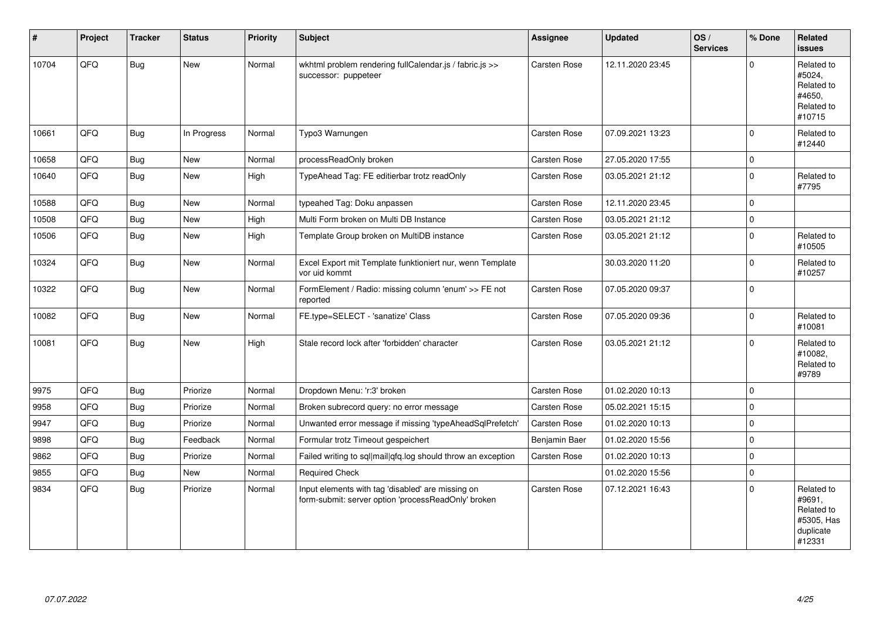| # | Project | Tracker | Status | Priority | Subject | Assignee | Updated | OS / Services | % Done | Related issues |
|---|---|---|---|---|---|---|---|---|---|---|
| 10704 | QFQ | Bug | New | Normal | wkhtml problem rendering fullCalendar.js / fabric.js >> successor: puppeteer | Carsten Rose | 12.11.2020 23:45 | | 0 | Related to #5024, Related to #4650, Related to #10715 |
| 10661 | QFQ | Bug | In Progress | Normal | Typo3 Warnungen | Carsten Rose | 07.09.2021 13:23 | | 0 | Related to #12440 |
| 10658 | QFQ | Bug | New | Normal | processReadOnly broken | Carsten Rose | 27.05.2020 17:55 | | 0 | |
| 10640 | QFQ | Bug | New | High | TypeAhead Tag: FE editierbar trotz readOnly | Carsten Rose | 03.05.2021 21:12 | | 0 | Related to #7795 |
| 10588 | QFQ | Bug | New | Normal | typeahed Tag: Doku anpassen | Carsten Rose | 12.11.2020 23:45 | | 0 | |
| 10508 | QFQ | Bug | New | High | Multi Form broken on Multi DB Instance | Carsten Rose | 03.05.2021 21:12 | | 0 | |
| 10506 | QFQ | Bug | New | High | Template Group broken on MultiDB instance | Carsten Rose | 03.05.2021 21:12 | | 0 | Related to #10505 |
| 10324 | QFQ | Bug | New | Normal | Excel Export mit Template funktioniert nur, wenn Template vor uid kommt | | 30.03.2020 11:20 | | 0 | Related to #10257 |
| 10322 | QFQ | Bug | New | Normal | FormElement / Radio: missing column 'enum' >> FE not reported | Carsten Rose | 07.05.2020 09:37 | | 0 | |
| 10082 | QFQ | Bug | New | Normal | FE.type=SELECT - 'sanatize' Class | Carsten Rose | 07.05.2020 09:36 | | 0 | Related to #10081 |
| 10081 | QFQ | Bug | New | High | Stale record lock after 'forbidden' character | Carsten Rose | 03.05.2021 21:12 | | 0 | Related to #10082, Related to #9789 |
| 9975 | QFQ | Bug | Priorize | Normal | Dropdown Menu: 'r:3' broken | Carsten Rose | 01.02.2020 10:13 | | 0 | |
| 9958 | QFQ | Bug | Priorize | Normal | Broken subrecord query: no error message | Carsten Rose | 05.02.2021 15:15 | | 0 | |
| 9947 | QFQ | Bug | Priorize | Normal | Unwanted error message if missing 'typeAheadSqlPrefetch' | Carsten Rose | 01.02.2020 10:13 | | 0 | |
| 9898 | QFQ | Bug | Feedback | Normal | Formular trotz Timeout gespeichert | Benjamin Baer | 01.02.2020 15:56 | | 0 | |
| 9862 | QFQ | Bug | Priorize | Normal | Failed writing to sql\|mail\|qfq.log should throw an exception | Carsten Rose | 01.02.2020 10:13 | | 0 | |
| 9855 | QFQ | Bug | New | Normal | Required Check | | 01.02.2020 15:56 | | 0 | |
| 9834 | QFQ | Bug | Priorize | Normal | Input elements with tag 'disabled' are missing on form-submit: server option 'processReadOnly' broken | Carsten Rose | 07.12.2021 16:43 | | 0 | Related to #9691, Related to #5305, Has duplicate #12331 |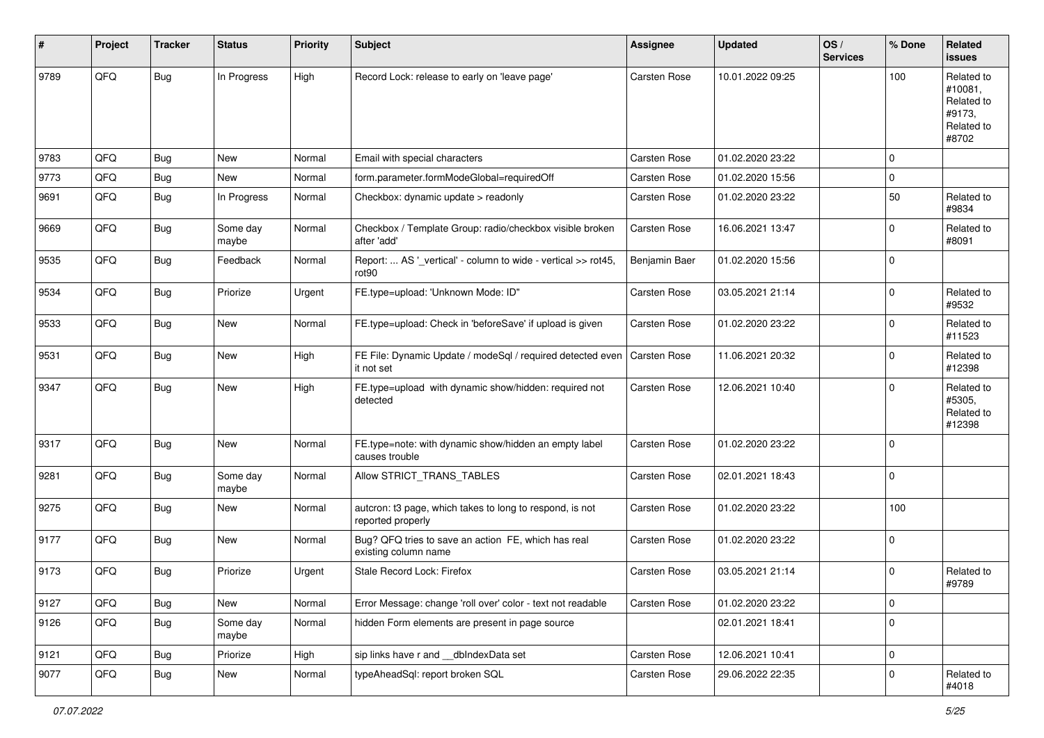| # | Project | Tracker | Status | Priority | Subject | Assignee | Updated | OS / Services | % Done | Related issues |
|---|---|---|---|---|---|---|---|---|---|---|
| 9789 | QFQ | Bug | In Progress | High | Record Lock: release to early on 'leave page' | Carsten Rose | 10.01.2022 09:25 | | 100 | Related to #10081, Related to #9173, Related to #8702 |
| 9783 | QFQ | Bug | New | Normal | Email with special characters | Carsten Rose | 01.02.2020 23:22 | | 0 | |
| 9773 | QFQ | Bug | New | Normal | form.parameter.formModeGlobal=requiredOff | Carsten Rose | 01.02.2020 15:56 | | 0 | |
| 9691 | QFQ | Bug | In Progress | Normal | Checkbox: dynamic update > readonly | Carsten Rose | 01.02.2020 23:22 | | 50 | Related to #9834 |
| 9669 | QFQ | Bug | Some day maybe | Normal | Checkbox / Template Group: radio/checkbox visible broken after 'add' | Carsten Rose | 16.06.2021 13:47 | | 0 | Related to #8091 |
| 9535 | QFQ | Bug | Feedback | Normal | Report: ... AS '_vertical' - column to wide - vertical >> rot45, rot90 | Benjamin Baer | 01.02.2020 15:56 | | 0 | |
| 9534 | QFQ | Bug | Priorize | Urgent | FE.type=upload: 'Unknown Mode: ID" | Carsten Rose | 03.05.2021 21:14 | | 0 | Related to #9532 |
| 9533 | QFQ | Bug | New | Normal | FE.type=upload: Check in 'beforeSave' if upload is given | Carsten Rose | 01.02.2020 23:22 | | 0 | Related to #11523 |
| 9531 | QFQ | Bug | New | High | FE File: Dynamic Update / modeSql / required detected even it not set | Carsten Rose | 11.06.2021 20:32 | | 0 | Related to #12398 |
| 9347 | QFQ | Bug | New | High | FE.type=upload with dynamic show/hidden: required not detected | Carsten Rose | 12.06.2021 10:40 | | 0 | Related to #5305, Related to #12398 |
| 9317 | QFQ | Bug | New | Normal | FE.type=note: with dynamic show/hidden an empty label causes trouble | Carsten Rose | 01.02.2020 23:22 | | 0 | |
| 9281 | QFQ | Bug | Some day maybe | Normal | Allow STRICT_TRANS_TABLES | Carsten Rose | 02.01.2021 18:43 | | 0 | |
| 9275 | QFQ | Bug | New | Normal | autcron: t3 page, which takes to long to respond, is not reported properly | Carsten Rose | 01.02.2020 23:22 | | 100 | |
| 9177 | QFQ | Bug | New | Normal | Bug? QFQ tries to save an action FE, which has real existing column name | Carsten Rose | 01.02.2020 23:22 | | 0 | |
| 9173 | QFQ | Bug | Priorize | Urgent | Stale Record Lock: Firefox | Carsten Rose | 03.05.2021 21:14 | | 0 | Related to #9789 |
| 9127 | QFQ | Bug | New | Normal | Error Message: change 'roll over' color - text not readable | Carsten Rose | 01.02.2020 23:22 | | 0 | |
| 9126 | QFQ | Bug | Some day maybe | Normal | hidden Form elements are present in page source | | 02.01.2021 18:41 | | 0 | |
| 9121 | QFQ | Bug | Priorize | High | sip links have r and __dbIndexData set | Carsten Rose | 12.06.2021 10:41 | | 0 | |
| 9077 | QFQ | Bug | New | Normal | typeAheadSql: report broken SQL | Carsten Rose | 29.06.2022 22:35 | | 0 | Related to #4018 |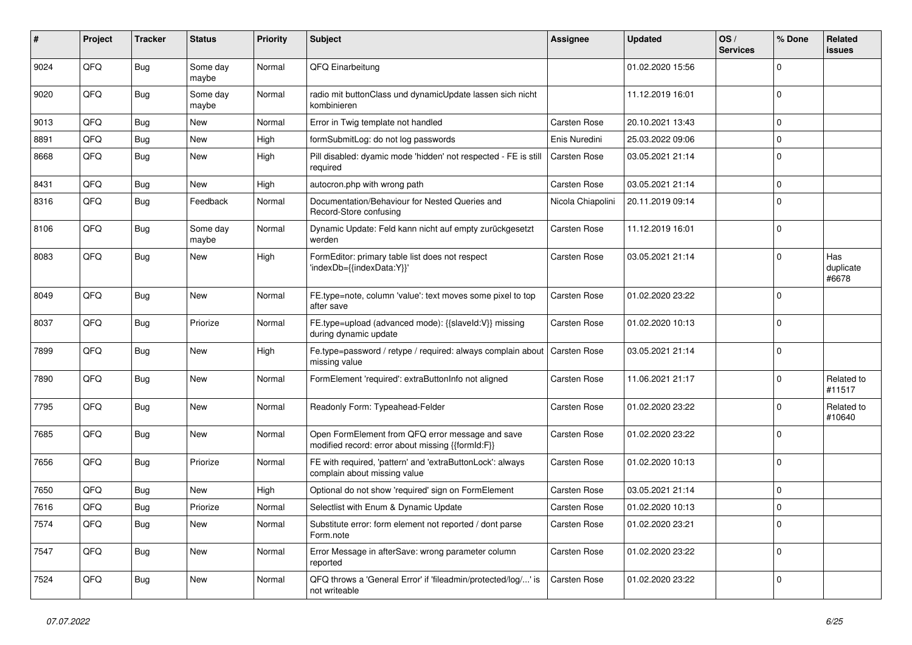| # | Project | Tracker | Status | Priority | Subject | Assignee | Updated | OS / Services | % Done | Related issues |
|---|---|---|---|---|---|---|---|---|---|---|
| 9024 | QFQ | Bug | Some day maybe | Normal | QFQ Einarbeitung | | 01.02.2020 15:56 | | 0 | |
| 9020 | QFQ | Bug | Some day maybe | Normal | radio mit buttonClass und dynamicUpdate lassen sich nicht kombinieren | | 11.12.2019 16:01 | | 0 | |
| 9013 | QFQ | Bug | New | Normal | Error in Twig template not handled | Carsten Rose | 20.10.2021 13:43 | | 0 | |
| 8891 | QFQ | Bug | New | High | formSubmitLog: do not log passwords | Enis Nuredini | 25.03.2022 09:06 | | 0 | |
| 8668 | QFQ | Bug | New | High | Pill disabled: dyamic mode 'hidden' not respected - FE is still required | Carsten Rose | 03.05.2021 21:14 | | 0 | |
| 8431 | QFQ | Bug | New | High | autocron.php with wrong path | Carsten Rose | 03.05.2021 21:14 | | 0 | |
| 8316 | QFQ | Bug | Feedback | Normal | Documentation/Behaviour for Nested Queries and Record-Store confusing | Nicola Chiapolini | 20.11.2019 09:14 | | 0 | |
| 8106 | QFQ | Bug | Some day maybe | Normal | Dynamic Update: Feld kann nicht auf empty zurückgesetzt werden | Carsten Rose | 11.12.2019 16:01 | | 0 | |
| 8083 | QFQ | Bug | New | High | FormEditor: primary table list does not respect 'indexDb={{indexData:Y}}' | Carsten Rose | 03.05.2021 21:14 | | 0 | Has duplicate #6678 |
| 8049 | QFQ | Bug | New | Normal | FE.type=note, column 'value': text moves some pixel to top after save | Carsten Rose | 01.02.2020 23:22 | | 0 | |
| 8037 | QFQ | Bug | Priorize | Normal | FE.type=upload (advanced mode): {{slaveId:V}} missing during dynamic update | Carsten Rose | 01.02.2020 10:13 | | 0 | |
| 7899 | QFQ | Bug | New | High | Fe.type=password / retype / required: always complain about missing value | Carsten Rose | 03.05.2021 21:14 | | 0 | |
| 7890 | QFQ | Bug | New | Normal | FormElement 'required': extraButtonInfo not aligned | Carsten Rose | 11.06.2021 21:17 | | 0 | Related to #11517 |
| 7795 | QFQ | Bug | New | Normal | Readonly Form: Typeahead-Felder | Carsten Rose | 01.02.2020 23:22 | | 0 | Related to #10640 |
| 7685 | QFQ | Bug | New | Normal | Open FormElement from QFQ error message and save modified record: error about missing {{formId:F}} | Carsten Rose | 01.02.2020 23:22 | | 0 | |
| 7656 | QFQ | Bug | Priorize | Normal | FE with required, 'pattern' and 'extraButtonLock': always complain about missing value | Carsten Rose | 01.02.2020 10:13 | | 0 | |
| 7650 | QFQ | Bug | New | High | Optional do not show 'required' sign on FormElement | Carsten Rose | 03.05.2021 21:14 | | 0 | |
| 7616 | QFQ | Bug | Priorize | Normal | Selectlist with Enum & Dynamic Update | Carsten Rose | 01.02.2020 10:13 | | 0 | |
| 7574 | QFQ | Bug | New | Normal | Substitute error: form element not reported / dont parse Form.note | Carsten Rose | 01.02.2020 23:21 | | 0 | |
| 7547 | QFQ | Bug | New | Normal | Error Message in afterSave: wrong parameter column reported | Carsten Rose | 01.02.2020 23:22 | | 0 | |
| 7524 | QFQ | Bug | New | Normal | QFQ throws a 'General Error' if 'fileadmin/protected/log/...' is not writeable | Carsten Rose | 01.02.2020 23:22 | | 0 | |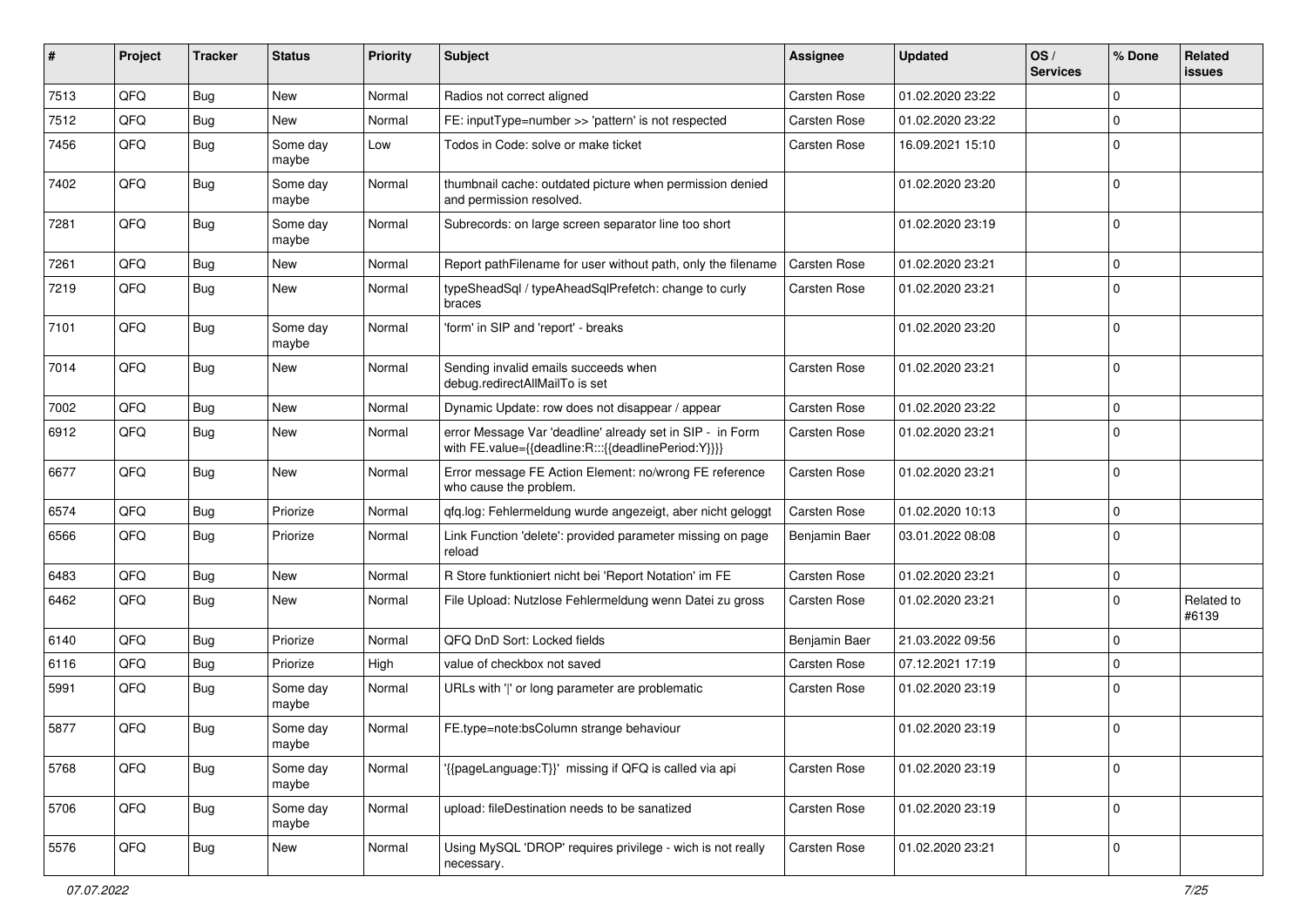| # | Project | Tracker | Status | Priority | Subject | Assignee | Updated | OS / Services | % Done | Related issues |
|---|---|---|---|---|---|---|---|---|---|---|
| 7513 | QFQ | Bug | New | Normal | Radios not correct aligned | Carsten Rose | 01.02.2020 23:22 | | 0 | |
| 7512 | QFQ | Bug | New | Normal | FE: inputType=number >> 'pattern' is not respected | Carsten Rose | 01.02.2020 23:22 | | 0 | |
| 7456 | QFQ | Bug | Some day maybe | Low | Todos in Code: solve or make ticket | Carsten Rose | 16.09.2021 15:10 | | 0 | |
| 7402 | QFQ | Bug | Some day maybe | Normal | thumbnail cache: outdated picture when permission denied and permission resolved. | | 01.02.2020 23:20 | | 0 | |
| 7281 | QFQ | Bug | Some day maybe | Normal | Subrecords: on large screen separator line too short | | 01.02.2020 23:19 | | 0 | |
| 7261 | QFQ | Bug | New | Normal | Report pathFilename for user without path, only the filename | Carsten Rose | 01.02.2020 23:21 | | 0 | |
| 7219 | QFQ | Bug | New | Normal | typeSheadSql / typeAheadSqlPrefetch: change to curly braces | Carsten Rose | 01.02.2020 23:21 | | 0 | |
| 7101 | QFQ | Bug | Some day maybe | Normal | 'form' in SIP and 'report' - breaks | | 01.02.2020 23:20 | | 0 | |
| 7014 | QFQ | Bug | New | Normal | Sending invalid emails succeeds when debug.redirectAllMailTo is set | Carsten Rose | 01.02.2020 23:21 | | 0 | |
| 7002 | QFQ | Bug | New | Normal | Dynamic Update: row does not disappear / appear | Carsten Rose | 01.02.2020 23:22 | | 0 | |
| 6912 | QFQ | Bug | New | Normal | error Message Var 'deadline' already set in SIP - in Form with FE.value={{deadline:R:::{{deadlinePeriod:Y}}}} | Carsten Rose | 01.02.2020 23:21 | | 0 | |
| 6677 | QFQ | Bug | New | Normal | Error message FE Action Element: no/wrong FE reference who cause the problem. | Carsten Rose | 01.02.2020 23:21 | | 0 | |
| 6574 | QFQ | Bug | Priorize | Normal | qfq.log: Fehlermeldung wurde angezeigt, aber nicht geloggt | Carsten Rose | 01.02.2020 10:13 | | 0 | |
| 6566 | QFQ | Bug | Priorize | Normal | Link Function 'delete': provided parameter missing on page reload | Benjamin Baer | 03.01.2022 08:08 | | 0 | |
| 6483 | QFQ | Bug | New | Normal | R Store funktioniert nicht bei 'Report Notation' im FE | Carsten Rose | 01.02.2020 23:21 | | 0 | |
| 6462 | QFQ | Bug | New | Normal | File Upload: Nutzlose Fehlermeldung wenn Datei zu gross | Carsten Rose | 01.02.2020 23:21 | | 0 | Related to #6139 |
| 6140 | QFQ | Bug | Priorize | Normal | QFQ DnD Sort: Locked fields | Benjamin Baer | 21.03.2022 09:56 | | 0 | |
| 6116 | QFQ | Bug | Priorize | High | value of checkbox not saved | Carsten Rose | 07.12.2021 17:19 | | 0 | |
| 5991 | QFQ | Bug | Some day maybe | Normal | URLs with '\|' or long parameter are problematic | Carsten Rose | 01.02.2020 23:19 | | 0 | |
| 5877 | QFQ | Bug | Some day maybe | Normal | FE.type=note:bsColumn strange behaviour | | 01.02.2020 23:19 | | 0 | |
| 5768 | QFQ | Bug | Some day maybe | Normal | '{{pageLanguage:T}}' missing if QFQ is called via api | Carsten Rose | 01.02.2020 23:19 | | 0 | |
| 5706 | QFQ | Bug | Some day maybe | Normal | upload: fileDestination needs to be sanatized | Carsten Rose | 01.02.2020 23:19 | | 0 | |
| 5576 | QFQ | Bug | New | Normal | Using MySQL 'DROP' requires privilege - wich is not really necessary. | Carsten Rose | 01.02.2020 23:21 | | 0 | |

*07.07.2022*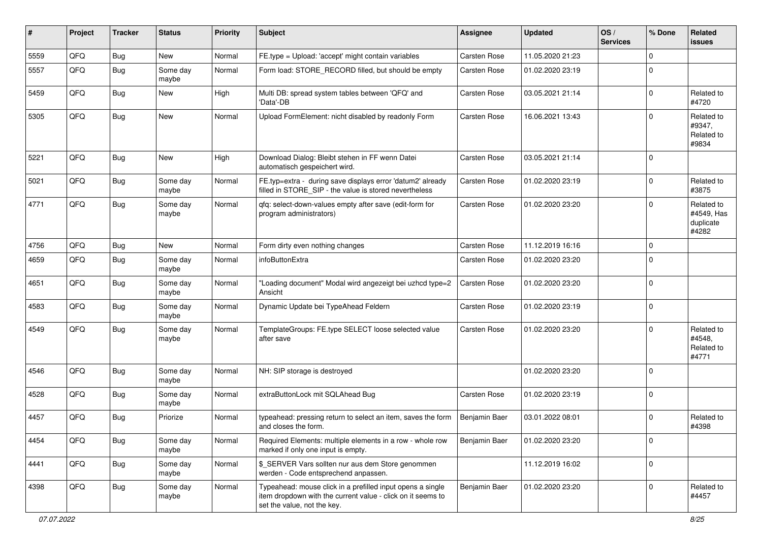| # | Project | Tracker | Status | Priority | Subject | Assignee | Updated | OS / Services | % Done | Related issues |
|---|---|---|---|---|---|---|---|---|---|---|
| 5559 | QFQ | Bug | New | Normal | FE.type = Upload: 'accept' might contain variables | Carsten Rose | 11.05.2020 21:23 | | 0 | |
| 5557 | QFQ | Bug | Some day maybe | Normal | Form load: STORE_RECORD filled, but should be empty | Carsten Rose | 01.02.2020 23:19 | | 0 | |
| 5459 | QFQ | Bug | New | High | Multi DB: spread system tables between 'QFQ' and 'Data'-DB | Carsten Rose | 03.05.2021 21:14 | | 0 | Related to #4720 |
| 5305 | QFQ | Bug | New | Normal | Upload FormElement: nicht disabled by readonly Form | Carsten Rose | 16.06.2021 13:43 | | 0 | Related to #9347, Related to #9834 |
| 5221 | QFQ | Bug | New | High | Download Dialog: Bleibt stehen in FF wenn Datei automatisch gespeichert wird. | Carsten Rose | 03.05.2021 21:14 | | 0 | |
| 5021 | QFQ | Bug | Some day maybe | Normal | FE.typ=extra - during save displays error 'datum2' already filled in STORE_SIP - the value is stored nevertheless | Carsten Rose | 01.02.2020 23:19 | | 0 | Related to #3875 |
| 4771 | QFQ | Bug | Some day maybe | Normal | qfq: select-down-values empty after save (edit-form for program administrators) | Carsten Rose | 01.02.2020 23:20 | | 0 | Related to #4549, Has duplicate #4282 |
| 4756 | QFQ | Bug | New | Normal | Form dirty even nothing changes | Carsten Rose | 11.12.2019 16:16 | | 0 | |
| 4659 | QFQ | Bug | Some day maybe | Normal | infoButtonExtra | Carsten Rose | 01.02.2020 23:20 | | 0 | |
| 4651 | QFQ | Bug | Some day maybe | Normal | "Loading document" Modal wird angezeigt bei uzhcd type=2 Ansicht | Carsten Rose | 01.02.2020 23:20 | | 0 | |
| 4583 | QFQ | Bug | Some day maybe | Normal | Dynamic Update bei TypeAhead Feldern | Carsten Rose | 01.02.2020 23:19 | | 0 | |
| 4549 | QFQ | Bug | Some day maybe | Normal | TemplateGroups: FE.type SELECT loose selected value after save | Carsten Rose | 01.02.2020 23:20 | | 0 | Related to #4548, Related to #4771 |
| 4546 | QFQ | Bug | Some day maybe | Normal | NH: SIP storage is destroyed | | 01.02.2020 23:20 | | 0 | |
| 4528 | QFQ | Bug | Some day maybe | Normal | extraButtonLock mit SQLAhead Bug | Carsten Rose | 01.02.2020 23:19 | | 0 | |
| 4457 | QFQ | Bug | Priorize | Normal | typeahead: pressing return to select an item, saves the form and closes the form. | Benjamin Baer | 03.01.2022 08:01 | | 0 | Related to #4398 |
| 4454 | QFQ | Bug | Some day maybe | Normal | Required Elements: multiple elements in a row - whole row marked if only one input is empty. | Benjamin Baer | 01.02.2020 23:20 | | 0 | |
| 4441 | QFQ | Bug | Some day maybe | Normal | $_SERVER Vars sollten nur aus dem Store genommen werden - Code entsprechend anpassen. | | 11.12.2019 16:02 | | 0 | |
| 4398 | QFQ | Bug | Some day maybe | Normal | Typeahead: mouse click in a prefilled input opens a single item dropdown with the current value - click on it seems to set the value, not the key. | Benjamin Baer | 01.02.2020 23:20 | | 0 | Related to #4457 |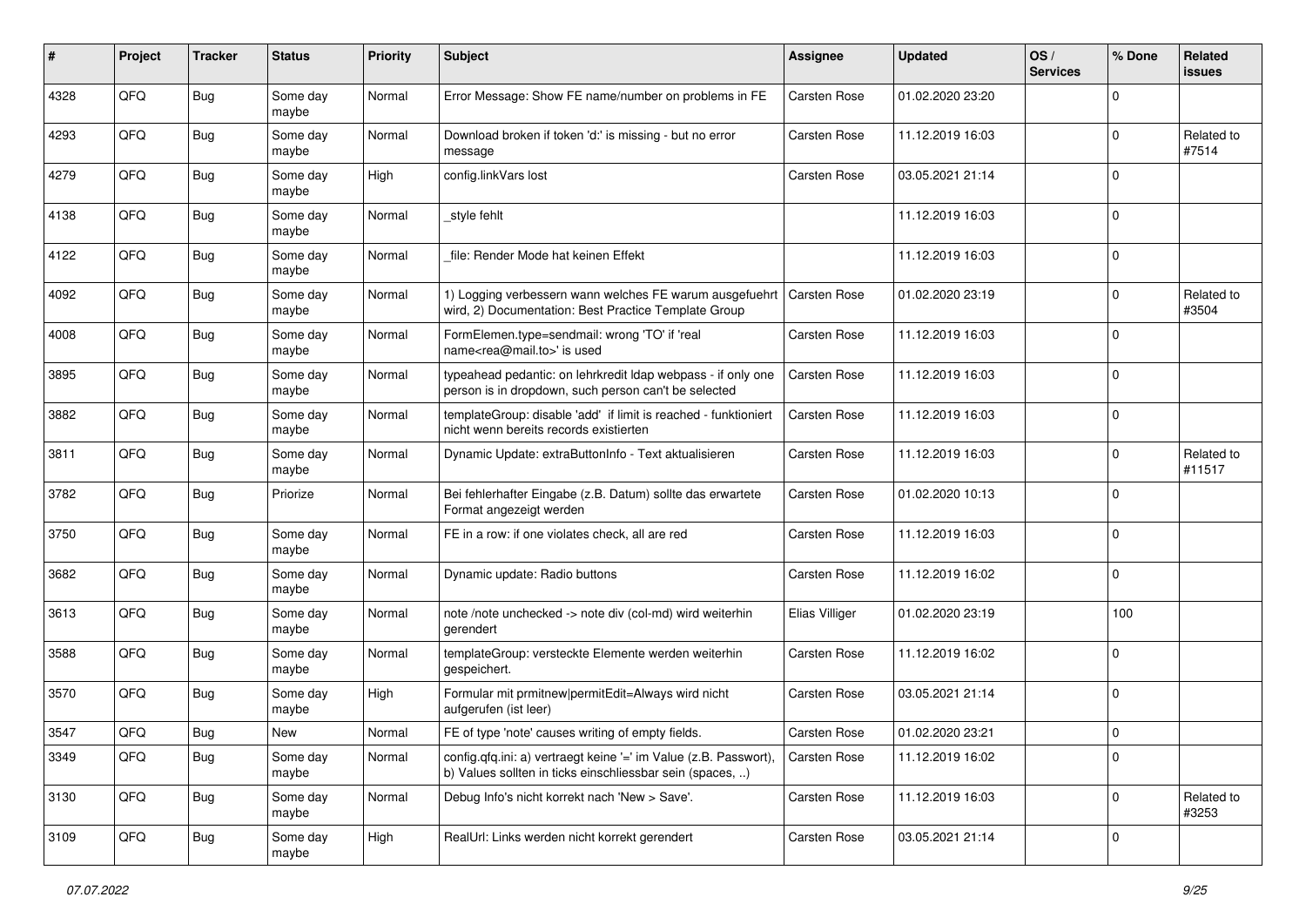| # | Project | Tracker | Status | Priority | Subject | Assignee | Updated | OS / Services | % Done | Related issues |
|---|---|---|---|---|---|---|---|---|---|---|
| 4328 | QFQ | Bug | Some day maybe | Normal | Error Message: Show FE name/number on problems in FE | Carsten Rose | 01.02.2020 23:20 | | 0 | |
| 4293 | QFQ | Bug | Some day maybe | Normal | Download broken if token 'd:' is missing - but no error message | Carsten Rose | 11.12.2019 16:03 | | 0 | Related to #7514 |
| 4279 | QFQ | Bug | Some day maybe | High | config.linkVars lost | Carsten Rose | 03.05.2021 21:14 | | 0 | |
| 4138 | QFQ | Bug | Some day maybe | Normal | _style fehlt | | 11.12.2019 16:03 | | 0 | |
| 4122 | QFQ | Bug | Some day maybe | Normal | _file: Render Mode hat keinen Effekt | | 11.12.2019 16:03 | | 0 | |
| 4092 | QFQ | Bug | Some day maybe | Normal | 1) Logging verbessern wann welches FE warum ausgefuehrt wird, 2) Documentation: Best Practice Template Group | Carsten Rose | 01.02.2020 23:19 | | 0 | Related to #3504 |
| 4008 | QFQ | Bug | Some day maybe | Normal | FormElemen.type=sendmail: wrong 'TO' if 'real name<rea@mail.to>' is used | Carsten Rose | 11.12.2019 16:03 | | 0 | |
| 3895 | QFQ | Bug | Some day maybe | Normal | typeahead pedantic: on lehrkredit ldap webpass - if only one person is in dropdown, such person can't be selected | Carsten Rose | 11.12.2019 16:03 | | 0 | |
| 3882 | QFQ | Bug | Some day maybe | Normal | templateGroup: disable 'add' if limit is reached - funktioniert nicht wenn bereits records existierten | Carsten Rose | 11.12.2019 16:03 | | 0 | |
| 3811 | QFQ | Bug | Some day maybe | Normal | Dynamic Update: extraButtonInfo - Text aktualisieren | Carsten Rose | 11.12.2019 16:03 | | 0 | Related to #11517 |
| 3782 | QFQ | Bug | Priorize | Normal | Bei fehlerhafter Eingabe (z.B. Datum) sollte das erwartete Format angezeigt werden | Carsten Rose | 01.02.2020 10:13 | | 0 | |
| 3750 | QFQ | Bug | Some day maybe | Normal | FE in a row: if one violates check, all are red | Carsten Rose | 11.12.2019 16:03 | | 0 | |
| 3682 | QFQ | Bug | Some day maybe | Normal | Dynamic update: Radio buttons | Carsten Rose | 11.12.2019 16:02 | | 0 | |
| 3613 | QFQ | Bug | Some day maybe | Normal | note /note unchecked -> note div (col-md) wird weiterhin gerendert | Elias Villiger | 01.02.2020 23:19 | | 100 | |
| 3588 | QFQ | Bug | Some day maybe | Normal | templateGroup: versteckte Elemente werden weiterhin gespeichert. | Carsten Rose | 11.12.2019 16:02 | | 0 | |
| 3570 | QFQ | Bug | Some day maybe | High | Formular mit prmitnew\|permitEdit=Always wird nicht aufgerufen (ist leer) | Carsten Rose | 03.05.2021 21:14 | | 0 | |
| 3547 | QFQ | Bug | New | Normal | FE of type 'note' causes writing of empty fields. | Carsten Rose | 01.02.2020 23:21 | | 0 | |
| 3349 | QFQ | Bug | Some day maybe | Normal | config.qfq.ini: a) vertraegt keine '=' im Value (z.B. Passwort), b) Values sollten in ticks einschliessbar sein (spaces, ..) | Carsten Rose | 11.12.2019 16:02 | | 0 | |
| 3130 | QFQ | Bug | Some day maybe | Normal | Debug Info's nicht korrekt nach 'New > Save'. | Carsten Rose | 11.12.2019 16:03 | | 0 | Related to #3253 |
| 3109 | QFQ | Bug | Some day maybe | High | RealUrl: Links werden nicht korrekt gerendert | Carsten Rose | 03.05.2021 21:14 | | 0 | |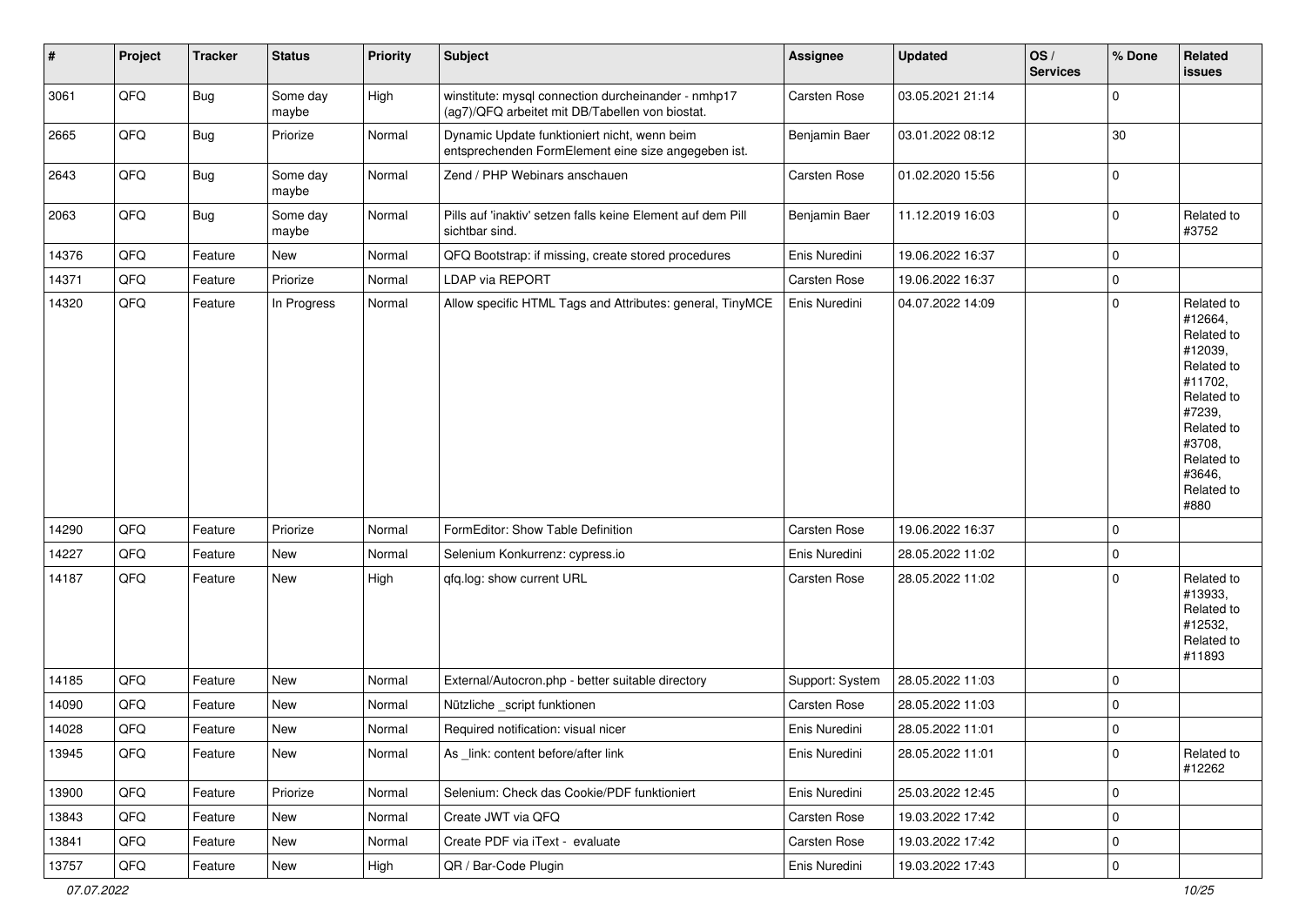| # | Project | Tracker | Status | Priority | Subject | Assignee | Updated | OS / Services | % Done | Related issues |
|---|---|---|---|---|---|---|---|---|---|---|
| 3061 | QFQ | Bug | Some day maybe | High | winstitute: mysql connection durcheinander - nmhp17 (ag7)/QFQ arbeitet mit DB/Tabellen von biostat. | Carsten Rose | 03.05.2021 21:14 | | 0 | |
| 2665 | QFQ | Bug | Priorize | Normal | Dynamic Update funktioniert nicht, wenn beim entsprechenden FormElement eine size angegeben ist. | Benjamin Baer | 03.01.2022 08:12 | | 30 | |
| 2643 | QFQ | Bug | Some day maybe | Normal | Zend / PHP Webinars anschauen | Carsten Rose | 01.02.2020 15:56 | | 0 | |
| 2063 | QFQ | Bug | Some day maybe | Normal | Pills auf 'inaktiv' setzen falls keine Element auf dem Pill sichtbar sind. | Benjamin Baer | 11.12.2019 16:03 | | 0 | Related to #3752 |
| 14376 | QFQ | Feature | New | Normal | QFQ Bootstrap: if missing, create stored procedures | Enis Nuredini | 19.06.2022 16:37 | | 0 | |
| 14371 | QFQ | Feature | Priorize | Normal | LDAP via REPORT | Carsten Rose | 19.06.2022 16:37 | | 0 | |
| 14320 | QFQ | Feature | In Progress | Normal | Allow specific HTML Tags and Attributes: general, TinyMCE | Enis Nuredini | 04.07.2022 14:09 | | 0 | Related to #12664, Related to #12039, Related to #11702, Related to #7239, Related to #3708, Related to #3646, Related to #880 |
| 14290 | QFQ | Feature | Priorize | Normal | FormEditor: Show Table Definition | Carsten Rose | 19.06.2022 16:37 | | 0 | |
| 14227 | QFQ | Feature | New | Normal | Selenium Konkurrenz: cypress.io | Enis Nuredini | 28.05.2022 11:02 | | 0 | |
| 14187 | QFQ | Feature | New | High | qfq.log: show current URL | Carsten Rose | 28.05.2022 11:02 | | 0 | Related to #13933, Related to #12532, Related to #11893 |
| 14185 | QFQ | Feature | New | Normal | External/Autocron.php - better suitable directory | Support: System | 28.05.2022 11:03 | | 0 | |
| 14090 | QFQ | Feature | New | Normal | Nützliche _script funktionen | Carsten Rose | 28.05.2022 11:03 | | 0 | |
| 14028 | QFQ | Feature | New | Normal | Required notification: visual nicer | Enis Nuredini | 28.05.2022 11:01 | | 0 | |
| 13945 | QFQ | Feature | New | Normal | As _link: content before/after link | Enis Nuredini | 28.05.2022 11:01 | | 0 | Related to #12262 |
| 13900 | QFQ | Feature | Priorize | Normal | Selenium: Check das Cookie/PDF funktioniert | Enis Nuredini | 25.03.2022 12:45 | | 0 | |
| 13843 | QFQ | Feature | New | Normal | Create JWT via QFQ | Carsten Rose | 19.03.2022 17:42 | | 0 | |
| 13841 | QFQ | Feature | New | Normal | Create PDF via iText - evaluate | Carsten Rose | 19.03.2022 17:42 | | 0 | |
| 13757 | QFQ | Feature | New | High | QR / Bar-Code Plugin | Enis Nuredini | 19.03.2022 17:43 | | 0 | |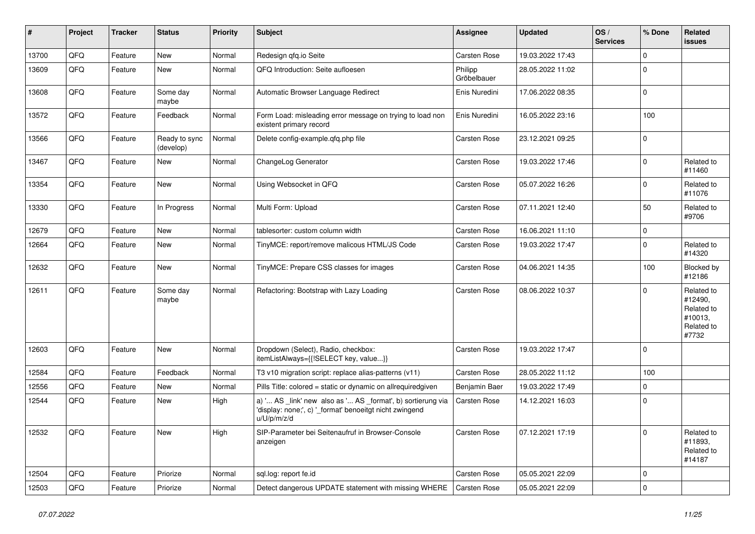| # | Project | Tracker | Status | Priority | Subject | Assignee | Updated | OS / Services | % Done | Related issues |
|---|---|---|---|---|---|---|---|---|---|---|
| 13700 | QFQ | Feature | New | Normal | Redesign qfq.io Seite | Carsten Rose | 19.03.2022 17:43 | | 0 | |
| 13609 | QFQ | Feature | New | Normal | QFQ Introduction: Seite aufloesen | Philipp Gröbelbauer | 28.05.2022 11:02 | | 0 | |
| 13608 | QFQ | Feature | Some day maybe | Normal | Automatic Browser Language Redirect | Enis Nuredini | 17.06.2022 08:35 | | 0 | |
| 13572 | QFQ | Feature | Feedback | Normal | Form Load: misleading error message on trying to load non existent primary record | Enis Nuredini | 16.05.2022 23:16 | | 100 | |
| 13566 | QFQ | Feature | Ready to sync (develop) | Normal | Delete config-example.qfq.php file | Carsten Rose | 23.12.2021 09:25 | | 0 | |
| 13467 | QFQ | Feature | New | Normal | ChangeLog Generator | Carsten Rose | 19.03.2022 17:46 | | 0 | Related to #11460 |
| 13354 | QFQ | Feature | New | Normal | Using Websocket in QFQ | Carsten Rose | 05.07.2022 16:26 | | 0 | Related to #11076 |
| 13330 | QFQ | Feature | In Progress | Normal | Multi Form: Upload | Carsten Rose | 07.11.2021 12:40 | | 50 | Related to #9706 |
| 12679 | QFQ | Feature | New | Normal | tablesorter: custom column width | Carsten Rose | 16.06.2021 11:10 | | 0 | |
| 12664 | QFQ | Feature | New | Normal | TinyMCE: report/remove malicous HTML/JS Code | Carsten Rose | 19.03.2022 17:47 | | 0 | Related to #14320 |
| 12632 | QFQ | Feature | New | Normal | TinyMCE: Prepare CSS classes for images | Carsten Rose | 04.06.2021 14:35 | | 100 | Blocked by #12186 |
| 12611 | QFQ | Feature | Some day maybe | Normal | Refactoring: Bootstrap with Lazy Loading | Carsten Rose | 08.06.2022 10:37 | | 0 | Related to #12490, Related to #10013, Related to #7732 |
| 12603 | QFQ | Feature | New | Normal | Dropdown (Select), Radio, checkbox: itemListAlways={{!SELECT key, value...}} | Carsten Rose | 19.03.2022 17:47 | | 0 | |
| 12584 | QFQ | Feature | Feedback | Normal | T3 v10 migration script: replace alias-patterns (v11) | Carsten Rose | 28.05.2022 11:12 | | 100 | |
| 12556 | QFQ | Feature | New | Normal | Pills Title: colored = static or dynamic on allrequiredgiven | Benjamin Baer | 19.03.2022 17:49 | | 0 | |
| 12544 | QFQ | Feature | New | High | a) '... AS _link' new also as '... AS _format', b) sortierung via 'display: none;', c) '_format' benoeitgt nicht zwingend u/U/p/m/z/d | Carsten Rose | 14.12.2021 16:03 | | 0 | |
| 12532 | QFQ | Feature | New | High | SIP-Parameter bei Seitenaufruf in Browser-Console anzeigen | Carsten Rose | 07.12.2021 17:19 | | 0 | Related to #11893, Related to #14187 |
| 12504 | QFQ | Feature | Priorize | Normal | sql.log: report fe.id | Carsten Rose | 05.05.2021 22:09 | | 0 | |
| 12503 | QFQ | Feature | Priorize | Normal | Detect dangerous UPDATE statement with missing WHERE | Carsten Rose | 05.05.2021 22:09 | | 0 | |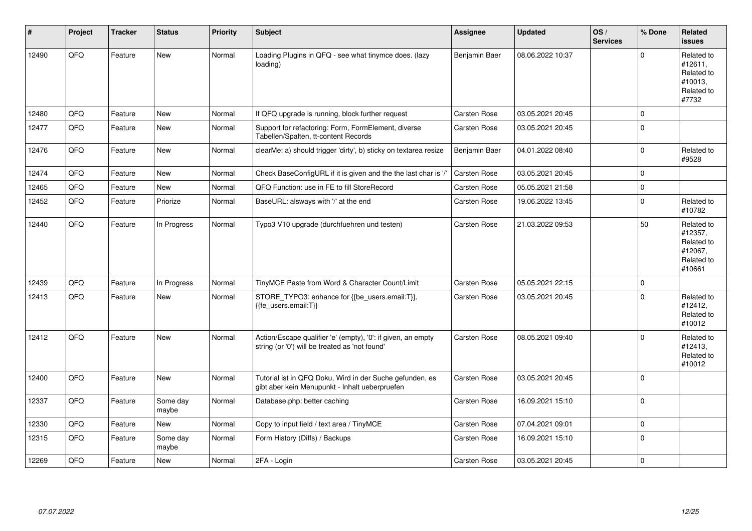| # | Project | Tracker | Status | Priority | Subject | Assignee | Updated | OS / Services | % Done | Related issues |
|---|---|---|---|---|---|---|---|---|---|---|
| 12490 | QFQ | Feature | New | Normal | Loading Plugins in QFQ - see what tinymce does. (lazy loading) | Benjamin Baer | 08.06.2022 10:37 | | 0 | Related to #12611, Related to #10013, Related to #7732 |
| 12480 | QFQ | Feature | New | Normal | If QFQ upgrade is running, block further request | Carsten Rose | 03.05.2021 20:45 | | 0 | |
| 12477 | QFQ | Feature | New | Normal | Support for refactoring: Form, FormElement, diverse Tabellen/Spalten, tt-content Records | Carsten Rose | 03.05.2021 20:45 | | 0 | |
| 12476 | QFQ | Feature | New | Normal | clearMe: a) should trigger 'dirty', b) sticky on textarea resize | Benjamin Baer | 04.01.2022 08:40 | | 0 | Related to #9528 |
| 12474 | QFQ | Feature | New | Normal | Check BaseConfigURL if it is given and the the last char is '/' | Carsten Rose | 03.05.2021 20:45 | | 0 | |
| 12465 | QFQ | Feature | New | Normal | QFQ Function: use in FE to fill StoreRecord | Carsten Rose | 05.05.2021 21:58 | | 0 | |
| 12452 | QFQ | Feature | Priorize | Normal | BaseURL: alsways with '/' at the end | Carsten Rose | 19.06.2022 13:45 | | 0 | Related to #10782 |
| 12440 | QFQ | Feature | In Progress | Normal | Typo3 V10 upgrade (durchfuehren und testen) | Carsten Rose | 21.03.2022 09:53 | | 50 | Related to #12357, Related to #12067, Related to #10661 |
| 12439 | QFQ | Feature | In Progress | Normal | TinyMCE Paste from Word & Character Count/Limit | Carsten Rose | 05.05.2021 22:15 | | 0 | |
| 12413 | QFQ | Feature | New | Normal | STORE_TYPO3: enhance for {{be_users.email:T}}, {{fe_users.email:T}} | Carsten Rose | 03.05.2021 20:45 | | 0 | Related to #12412, Related to #10012 |
| 12412 | QFQ | Feature | New | Normal | Action/Escape qualifier 'e' (empty), '0': if given, an empty string (or '0') will be treated as 'not found' | Carsten Rose | 08.05.2021 09:40 | | 0 | Related to #12413, Related to #10012 |
| 12400 | QFQ | Feature | New | Normal | Tutorial ist in QFQ Doku, Wird in der Suche gefunden, es gibt aber kein Menupunkt - Inhalt ueberpruefen | Carsten Rose | 03.05.2021 20:45 | | 0 | |
| 12337 | QFQ | Feature | Some day maybe | Normal | Database.php: better caching | Carsten Rose | 16.09.2021 15:10 | | 0 | |
| 12330 | QFQ | Feature | New | Normal | Copy to input field / text area / TinyMCE | Carsten Rose | 07.04.2021 09:01 | | 0 | |
| 12315 | QFQ | Feature | Some day maybe | Normal | Form History (Diffs) / Backups | Carsten Rose | 16.09.2021 15:10 | | 0 | |
| 12269 | QFQ | Feature | New | Normal | 2FA - Login | Carsten Rose | 03.05.2021 20:45 | | 0 | |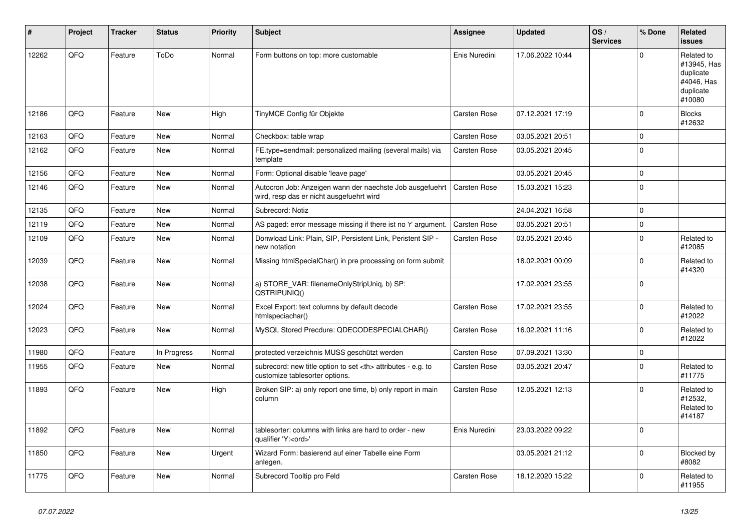| # | Project | Tracker | Status | Priority | Subject | Assignee | Updated | OS / Services | % Done | Related issues |
|---|---|---|---|---|---|---|---|---|---|---|
| 12262 | QFQ | Feature | ToDo | Normal | Form buttons on top: more customable | Enis Nuredini | 17.06.2022 10:44 | | 0 | Related to #13945, Has duplicate #4046, Has duplicate #10080 |
| 12186 | QFQ | Feature | New | High | TinyMCE Config für Objekte | Carsten Rose | 07.12.2021 17:19 | | 0 | Blocks #12632 |
| 12163 | QFQ | Feature | New | Normal | Checkbox: table wrap | Carsten Rose | 03.05.2021 20:51 | | 0 | |
| 12162 | QFQ | Feature | New | Normal | FE.type=sendmail: personalized mailing (several mails) via template | Carsten Rose | 03.05.2021 20:45 | | 0 | |
| 12156 | QFQ | Feature | New | Normal | Form: Optional disable 'leave page' | | 03.05.2021 20:45 | | 0 | |
| 12146 | QFQ | Feature | New | Normal | Autocron Job: Anzeigen wann der naechste Job ausgefuehrt wird, resp das er nicht ausgefuehrt wird | Carsten Rose | 15.03.2021 15:23 | | 0 | |
| 12135 | QFQ | Feature | New | Normal | Subrecord: Notiz | | 24.04.2021 16:58 | | 0 | |
| 12119 | QFQ | Feature | New | Normal | AS paged: error message missing if there ist no 'r' argument. | Carsten Rose | 03.05.2021 20:51 | | 0 | |
| 12109 | QFQ | Feature | New | Normal | Donwload Link: Plain, SIP, Persistent Link, Peristent SIP - new notation | Carsten Rose | 03.05.2021 20:45 | | 0 | Related to #12085 |
| 12039 | QFQ | Feature | New | Normal | Missing htmlSpecialChar() in pre processing on form submit | | 18.02.2021 00:09 | | 0 | Related to #14320 |
| 12038 | QFQ | Feature | New | Normal | a) STORE_VAR: filenameOnlyStripUniq, b) SP: QSTRIPUNIQ() | | 17.02.2021 23:55 | | 0 | |
| 12024 | QFQ | Feature | New | Normal | Excel Export: text columns by default decode htmlspeciachar() | Carsten Rose | 17.02.2021 23:55 | | 0 | Related to #12022 |
| 12023 | QFQ | Feature | New | Normal | MySQL Stored Precdure: QDECODESPECIALCHAR() | Carsten Rose | 16.02.2021 11:16 | | 0 | Related to #12022 |
| 11980 | QFQ | Feature | In Progress | Normal | protected verzeichnis MUSS geschützt werden | Carsten Rose | 07.09.2021 13:30 | | 0 | |
| 11955 | QFQ | Feature | New | Normal | subrecord: new title option to set <th> attributes - e.g. to customize tablesorter options. | Carsten Rose | 03.05.2021 20:47 | | 0 | Related to #11775 |
| 11893 | QFQ | Feature | New | High | Broken SIP: a) only report one time, b) only report in main column | Carsten Rose | 12.05.2021 12:13 | | 0 | Related to #12532, Related to #14187 |
| 11892 | QFQ | Feature | New | Normal | tablesorter: columns with links are hard to order - new qualifier 'Y:<ord>' | Enis Nuredini | 23.03.2022 09:22 | | 0 | |
| 11850 | QFQ | Feature | New | Urgent | Wizard Form: basierend auf einer Tabelle eine Form anlegen. | | 03.05.2021 21:12 | | 0 | Blocked by #8082 |
| 11775 | QFQ | Feature | New | Normal | Subrecord Tooltip pro Feld | Carsten Rose | 18.12.2020 15:22 | | 0 | Related to #11955 |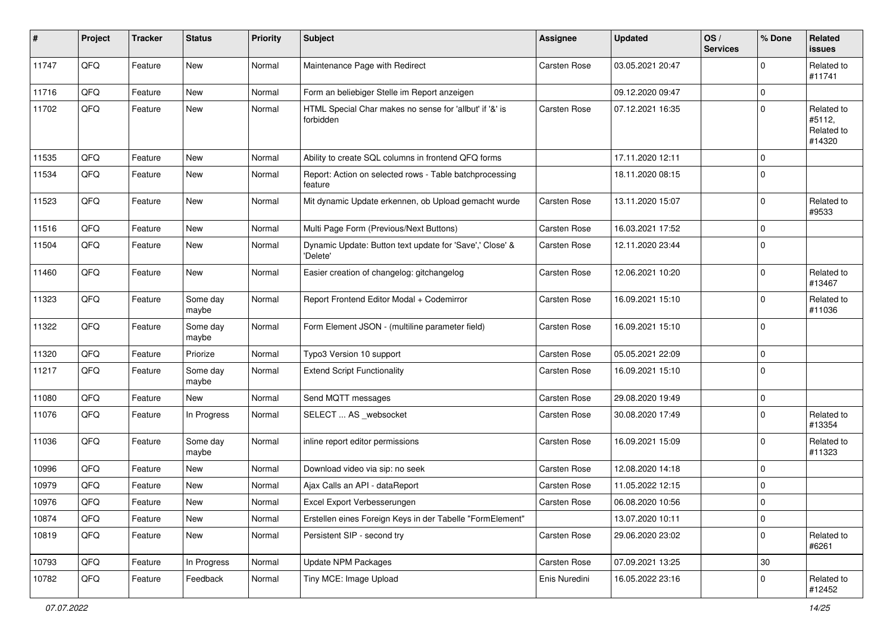| # | Project | Tracker | Status | Priority | Subject | Assignee | Updated | OS / Services | % Done | Related issues |
|---|---|---|---|---|---|---|---|---|---|---|
| 11747 | QFQ | Feature | New | Normal | Maintenance Page with Redirect | Carsten Rose | 03.05.2021 20:47 | | 0 | Related to #11741 |
| 11716 | QFQ | Feature | New | Normal | Form an beliebiger Stelle im Report anzeigen | | 09.12.2020 09:47 | | 0 | |
| 11702 | QFQ | Feature | New | Normal | HTML Special Char makes no sense for 'allbut' if '&' is forbidden | Carsten Rose | 07.12.2021 16:35 | | 0 | Related to #5112, Related to #14320 |
| 11535 | QFQ | Feature | New | Normal | Ability to create SQL columns in frontend QFQ forms | | 17.11.2020 12:11 | | 0 | |
| 11534 | QFQ | Feature | New | Normal | Report: Action on selected rows - Table batchprocessing feature | | 18.11.2020 08:15 | | 0 | |
| 11523 | QFQ | Feature | New | Normal | Mit dynamic Update erkennen, ob Upload gemacht wurde | Carsten Rose | 13.11.2020 15:07 | | 0 | Related to #9533 |
| 11516 | QFQ | Feature | New | Normal | Multi Page Form (Previous/Next Buttons) | Carsten Rose | 16.03.2021 17:52 | | 0 | |
| 11504 | QFQ | Feature | New | Normal | Dynamic Update: Button text update for 'Save',' Close' & 'Delete' | Carsten Rose | 12.11.2020 23:44 | | 0 | |
| 11460 | QFQ | Feature | New | Normal | Easier creation of changelog: gitchangelog | Carsten Rose | 12.06.2021 10:20 | | 0 | Related to #13467 |
| 11323 | QFQ | Feature | Some day maybe | Normal | Report Frontend Editor Modal + Codemirror | Carsten Rose | 16.09.2021 15:10 | | 0 | Related to #11036 |
| 11322 | QFQ | Feature | Some day maybe | Normal | Form Element JSON - (multiline parameter field) | Carsten Rose | 16.09.2021 15:10 | | 0 | |
| 11320 | QFQ | Feature | Priorize | Normal | Typo3 Version 10 support | Carsten Rose | 05.05.2021 22:09 | | 0 | |
| 11217 | QFQ | Feature | Some day maybe | Normal | Extend Script Functionality | Carsten Rose | 16.09.2021 15:10 | | 0 | |
| 11080 | QFQ | Feature | New | Normal | Send MQTT messages | Carsten Rose | 29.08.2020 19:49 | | 0 | |
| 11076 | QFQ | Feature | In Progress | Normal | SELECT ... AS _websocket | Carsten Rose | 30.08.2020 17:49 | | 0 | Related to #13354 |
| 11036 | QFQ | Feature | Some day maybe | Normal | inline report editor permissions | Carsten Rose | 16.09.2021 15:09 | | 0 | Related to #11323 |
| 10996 | QFQ | Feature | New | Normal | Download video via sip: no seek | Carsten Rose | 12.08.2020 14:18 | | 0 | |
| 10979 | QFQ | Feature | New | Normal | Ajax Calls an API - dataReport | Carsten Rose | 11.05.2022 12:15 | | 0 | |
| 10976 | QFQ | Feature | New | Normal | Excel Export Verbesserungen | Carsten Rose | 06.08.2020 10:56 | | 0 | |
| 10874 | QFQ | Feature | New | Normal | Erstellen eines Foreign Keys in der Tabelle "FormElement" | | 13.07.2020 10:11 | | 0 | |
| 10819 | QFQ | Feature | New | Normal | Persistent SIP - second try | Carsten Rose | 29.06.2020 23:02 | | 0 | Related to #6261 |
| 10793 | QFQ | Feature | In Progress | Normal | Update NPM Packages | Carsten Rose | 07.09.2021 13:25 | | 30 | |
| 10782 | QFQ | Feature | Feedback | Normal | Tiny MCE: Image Upload | Enis Nuredini | 16.05.2022 23:16 | | 0 | Related to #12452 |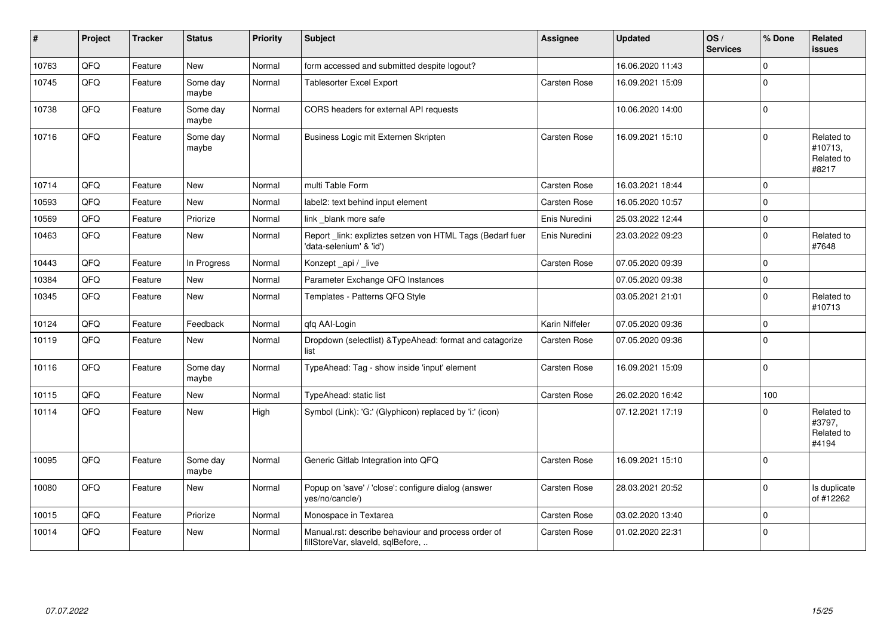| # | Project | Tracker | Status | Priority | Subject | Assignee | Updated | OS / Services | % Done | Related issues |
|---|---|---|---|---|---|---|---|---|---|---|
| 10763 | QFQ | Feature | New | Normal | form accessed and submitted despite logout? | | 16.06.2020 11:43 | | 0 | |
| 10745 | QFQ | Feature | Some day maybe | Normal | Tablesorter Excel Export | Carsten Rose | 16.09.2021 15:09 | | 0 | |
| 10738 | QFQ | Feature | Some day maybe | Normal | CORS headers for external API requests | | 10.06.2020 14:00 | | 0 | |
| 10716 | QFQ | Feature | Some day maybe | Normal | Business Logic mit Externen Skripten | Carsten Rose | 16.09.2021 15:10 | | 0 | Related to #10713, Related to #8217 |
| 10714 | QFQ | Feature | New | Normal | multi Table Form | Carsten Rose | 16.03.2021 18:44 | | 0 | |
| 10593 | QFQ | Feature | New | Normal | label2: text behind input element | Carsten Rose | 16.05.2020 10:57 | | 0 | |
| 10569 | QFQ | Feature | Priorize | Normal | link _blank more safe | Enis Nuredini | 25.03.2022 12:44 | | 0 | |
| 10463 | QFQ | Feature | New | Normal | Report _link: expliztes setzen von HTML Tags (Bedarf fuer 'data-selenium' & 'id') | Enis Nuredini | 23.03.2022 09:23 | | 0 | Related to #7648 |
| 10443 | QFQ | Feature | In Progress | Normal | Konzept _api / _live | Carsten Rose | 07.05.2020 09:39 | | 0 | |
| 10384 | QFQ | Feature | New | Normal | Parameter Exchange QFQ Instances | | 07.05.2020 09:38 | | 0 | |
| 10345 | QFQ | Feature | New | Normal | Templates - Patterns QFQ Style | | 03.05.2021 21:01 | | 0 | Related to #10713 |
| 10124 | QFQ | Feature | Feedback | Normal | qfq AAI-Login | Karin Niffeler | 07.05.2020 09:36 | | 0 | |
| 10119 | QFQ | Feature | New | Normal | Dropdown (selectlist) &TypeAhead: format and catagorize list | Carsten Rose | 07.05.2020 09:36 | | 0 | |
| 10116 | QFQ | Feature | Some day maybe | Normal | TypeAhead: Tag - show inside 'input' element | Carsten Rose | 16.09.2021 15:09 | | 0 | |
| 10115 | QFQ | Feature | New | Normal | TypeAhead: static list | Carsten Rose | 26.02.2020 16:42 | | 100 | |
| 10114 | QFQ | Feature | New | High | Symbol (Link): 'G:' (Glyphicon) replaced by 'i:' (icon) | | 07.12.2021 17:19 | | 0 | Related to #3797, Related to #4194 |
| 10095 | QFQ | Feature | Some day maybe | Normal | Generic Gitlab Integration into QFQ | Carsten Rose | 16.09.2021 15:10 | | 0 | |
| 10080 | QFQ | Feature | New | Normal | Popup on 'save' / 'close': configure dialog (answer yes/no/cancle/) | Carsten Rose | 28.03.2021 20:52 | | 0 | Is duplicate of #12262 |
| 10015 | QFQ | Feature | Priorize | Normal | Monospace in Textarea | Carsten Rose | 03.02.2020 13:40 | | 0 | |
| 10014 | QFQ | Feature | New | Normal | Manual.rst: describe behaviour and process order of fillStoreVar, slaveId, sqlBefore, .. | Carsten Rose | 01.02.2020 22:31 | | 0 | |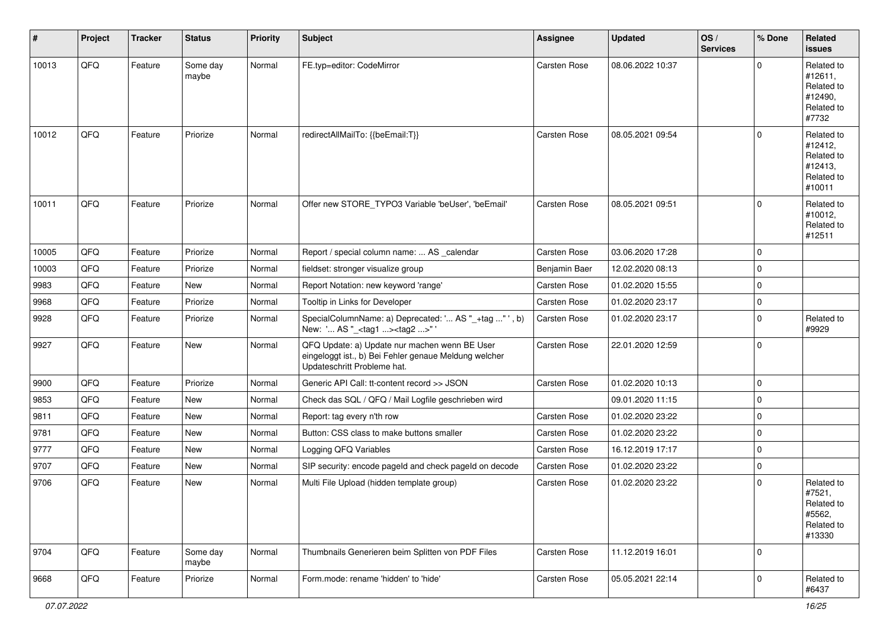| # | Project | Tracker | Status | Priority | Subject | Assignee | Updated | OS / Services | % Done | Related issues |
|---|---|---|---|---|---|---|---|---|---|---|
| 10013 | QFQ | Feature | Some day maybe | Normal | FE.typ=editor: CodeMirror | Carsten Rose | 08.06.2022 10:37 | | 0 | Related to #12611, Related to #12490, Related to #7732 |
| 10012 | QFQ | Feature | Priorize | Normal | redirectAllMailTo: {{beEmail:T}} | Carsten Rose | 08.05.2021 09:54 | | 0 | Related to #12412, Related to #12413, Related to #10011 |
| 10011 | QFQ | Feature | Priorize | Normal | Offer new STORE_TYPO3 Variable 'beUser', 'beEmail' | Carsten Rose | 08.05.2021 09:51 | | 0 | Related to #10012, Related to #12511 |
| 10005 | QFQ | Feature | Priorize | Normal | Report / special column name: ... AS _calendar | Carsten Rose | 03.06.2020 17:28 | | 0 | |
| 10003 | QFQ | Feature | Priorize | Normal | fieldset: stronger visualize group | Benjamin Baer | 12.02.2020 08:13 | | 0 | |
| 9983 | QFQ | Feature | New | Normal | Report Notation: new keyword 'range' | Carsten Rose | 01.02.2020 15:55 | | 0 | |
| 9968 | QFQ | Feature | Priorize | Normal | Tooltip in Links for Developer | Carsten Rose | 01.02.2020 23:17 | | 0 | |
| 9928 | QFQ | Feature | Priorize | Normal | SpecialColumnName: a) Deprecated: '... AS "_+tag ..." ', b) New: '... AS "_<tag1 ...><tag2 ...>" ' | Carsten Rose | 01.02.2020 23:17 | | 0 | Related to #9929 |
| 9927 | QFQ | Feature | New | Normal | QFQ Update: a) Update nur machen wenn BE User eingeloggt ist., b) Bei Fehler genaue Meldung welcher Updateschritt Probleme hat. | Carsten Rose | 22.01.2020 12:59 | | 0 | |
| 9900 | QFQ | Feature | Priorize | Normal | Generic API Call: tt-content record >> JSON | Carsten Rose | 01.02.2020 10:13 | | 0 | |
| 9853 | QFQ | Feature | New | Normal | Check das SQL / QFQ / Mail Logfile geschrieben wird | | 09.01.2020 11:15 | | 0 | |
| 9811 | QFQ | Feature | New | Normal | Report: tag every n'th row | Carsten Rose | 01.02.2020 23:22 | | 0 | |
| 9781 | QFQ | Feature | New | Normal | Button: CSS class to make buttons smaller | Carsten Rose | 01.02.2020 23:22 | | 0 | |
| 9777 | QFQ | Feature | New | Normal | Logging QFQ Variables | Carsten Rose | 16.12.2019 17:17 | | 0 | |
| 9707 | QFQ | Feature | New | Normal | SIP security: encode pageId and check pageId on decode | Carsten Rose | 01.02.2020 23:22 | | 0 | |
| 9706 | QFQ | Feature | New | Normal | Multi File Upload (hidden template group) | Carsten Rose | 01.02.2020 23:22 | | 0 | Related to #7521, Related to #5562, Related to #13330 |
| 9704 | QFQ | Feature | Some day maybe | Normal | Thumbnails Generieren beim Splitten von PDF Files | Carsten Rose | 11.12.2019 16:01 | | 0 | |
| 9668 | QFQ | Feature | Priorize | Normal | Form.mode: rename 'hidden' to 'hide' | Carsten Rose | 05.05.2021 22:14 | | 0 | Related to #6437 |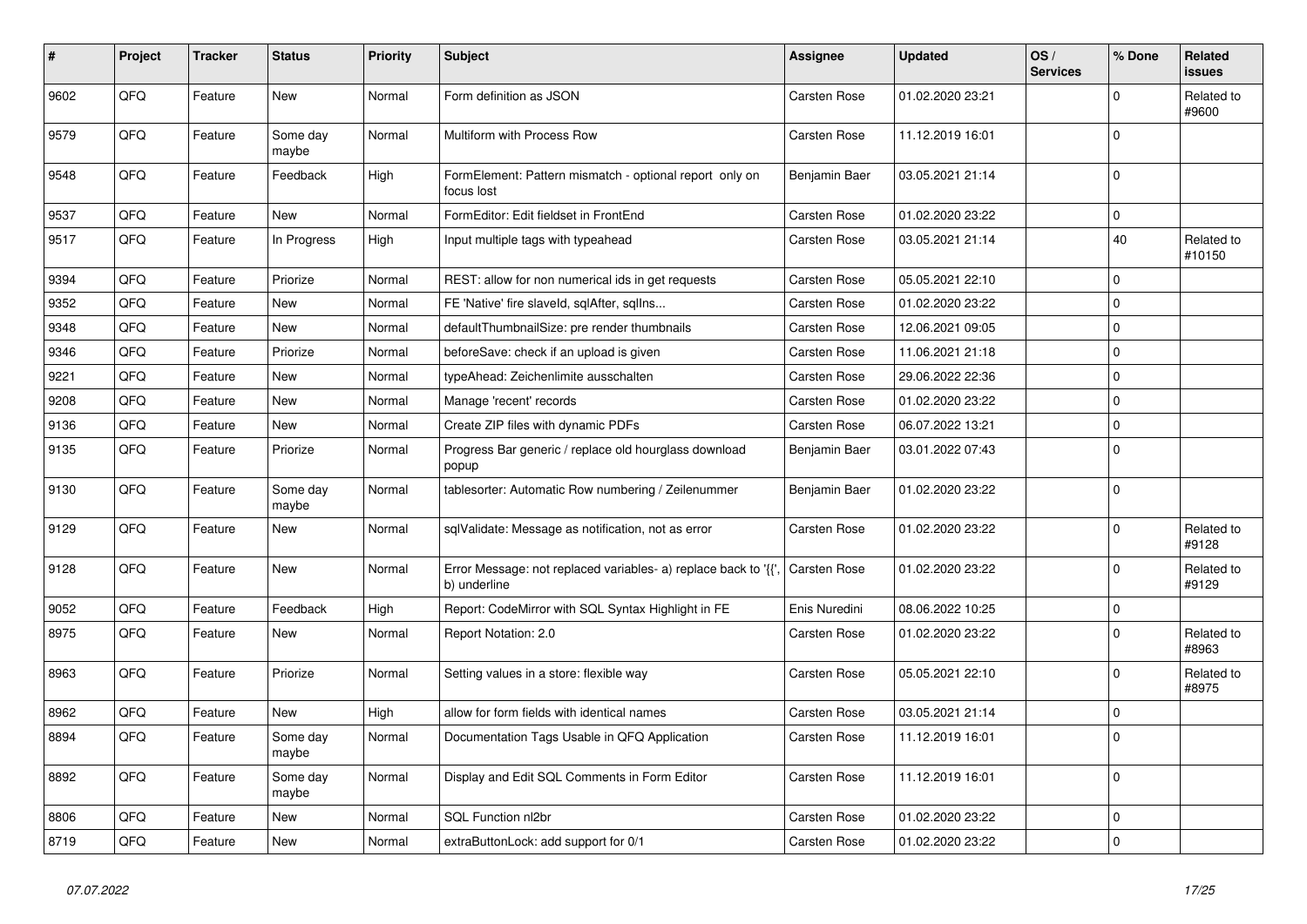| # | Project | Tracker | Status | Priority | Subject | Assignee | Updated | OS / Services | % Done | Related issues |
|---|---|---|---|---|---|---|---|---|---|---|
| 9602 | QFQ | Feature | New | Normal | Form definition as JSON | Carsten Rose | 01.02.2020 23:21 | | 0 | Related to #9600 |
| 9579 | QFQ | Feature | Some day maybe | Normal | Multiform with Process Row | Carsten Rose | 11.12.2019 16:01 | | 0 | |
| 9548 | QFQ | Feature | Feedback | High | FormElement: Pattern mismatch - optional report only on focus lost | Benjamin Baer | 03.05.2021 21:14 | | 0 | |
| 9537 | QFQ | Feature | New | Normal | FormEditor: Edit fieldset in FrontEnd | Carsten Rose | 01.02.2020 23:22 | | 0 | |
| 9517 | QFQ | Feature | In Progress | High | Input multiple tags with typeahead | Carsten Rose | 03.05.2021 21:14 | | 40 | Related to #10150 |
| 9394 | QFQ | Feature | Priorize | Normal | REST: allow for non numerical ids in get requests | Carsten Rose | 05.05.2021 22:10 | | 0 | |
| 9352 | QFQ | Feature | New | Normal | FE 'Native' fire slaveId, sqlAfter, sqlIns... | Carsten Rose | 01.02.2020 23:22 | | 0 | |
| 9348 | QFQ | Feature | New | Normal | defaultThumbnailSize: pre render thumbnails | Carsten Rose | 12.06.2021 09:05 | | 0 | |
| 9346 | QFQ | Feature | Priorize | Normal | beforeSave: check if an upload is given | Carsten Rose | 11.06.2021 21:18 | | 0 | |
| 9221 | QFQ | Feature | New | Normal | typeAhead: Zeichenlimite ausschalten | Carsten Rose | 29.06.2022 22:36 | | 0 | |
| 9208 | QFQ | Feature | New | Normal | Manage 'recent' records | Carsten Rose | 01.02.2020 23:22 | | 0 | |
| 9136 | QFQ | Feature | New | Normal | Create ZIP files with dynamic PDFs | Carsten Rose | 06.07.2022 13:21 | | 0 | |
| 9135 | QFQ | Feature | Priorize | Normal | Progress Bar generic / replace old hourglass download popup | Benjamin Baer | 03.01.2022 07:43 | | 0 | |
| 9130 | QFQ | Feature | Some day maybe | Normal | tablesorter: Automatic Row numbering / Zeilenummer | Benjamin Baer | 01.02.2020 23:22 | | 0 | |
| 9129 | QFQ | Feature | New | Normal | sqlValidate: Message as notification, not as error | Carsten Rose | 01.02.2020 23:22 | | 0 | Related to #9128 |
| 9128 | QFQ | Feature | New | Normal | Error Message: not replaced variables- a) replace back to '{{', b) underline | Carsten Rose | 01.02.2020 23:22 | | 0 | Related to #9129 |
| 9052 | QFQ | Feature | Feedback | High | Report: CodeMirror with SQL Syntax Highlight in FE | Enis Nuredini | 08.06.2022 10:25 | | 0 | |
| 8975 | QFQ | Feature | New | Normal | Report Notation: 2.0 | Carsten Rose | 01.02.2020 23:22 | | 0 | Related to #8963 |
| 8963 | QFQ | Feature | Priorize | Normal | Setting values in a store: flexible way | Carsten Rose | 05.05.2021 22:10 | | 0 | Related to #8975 |
| 8962 | QFQ | Feature | New | High | allow for form fields with identical names | Carsten Rose | 03.05.2021 21:14 | | 0 | |
| 8894 | QFQ | Feature | Some day maybe | Normal | Documentation Tags Usable in QFQ Application | Carsten Rose | 11.12.2019 16:01 | | 0 | |
| 8892 | QFQ | Feature | Some day maybe | Normal | Display and Edit SQL Comments in Form Editor | Carsten Rose | 11.12.2019 16:01 | | 0 | |
| 8806 | QFQ | Feature | New | Normal | SQL Function nl2br | Carsten Rose | 01.02.2020 23:22 | | 0 | |
| 8719 | QFQ | Feature | New | Normal | extraButtonLock: add support for 0/1 | Carsten Rose | 01.02.2020 23:22 | | 0 | |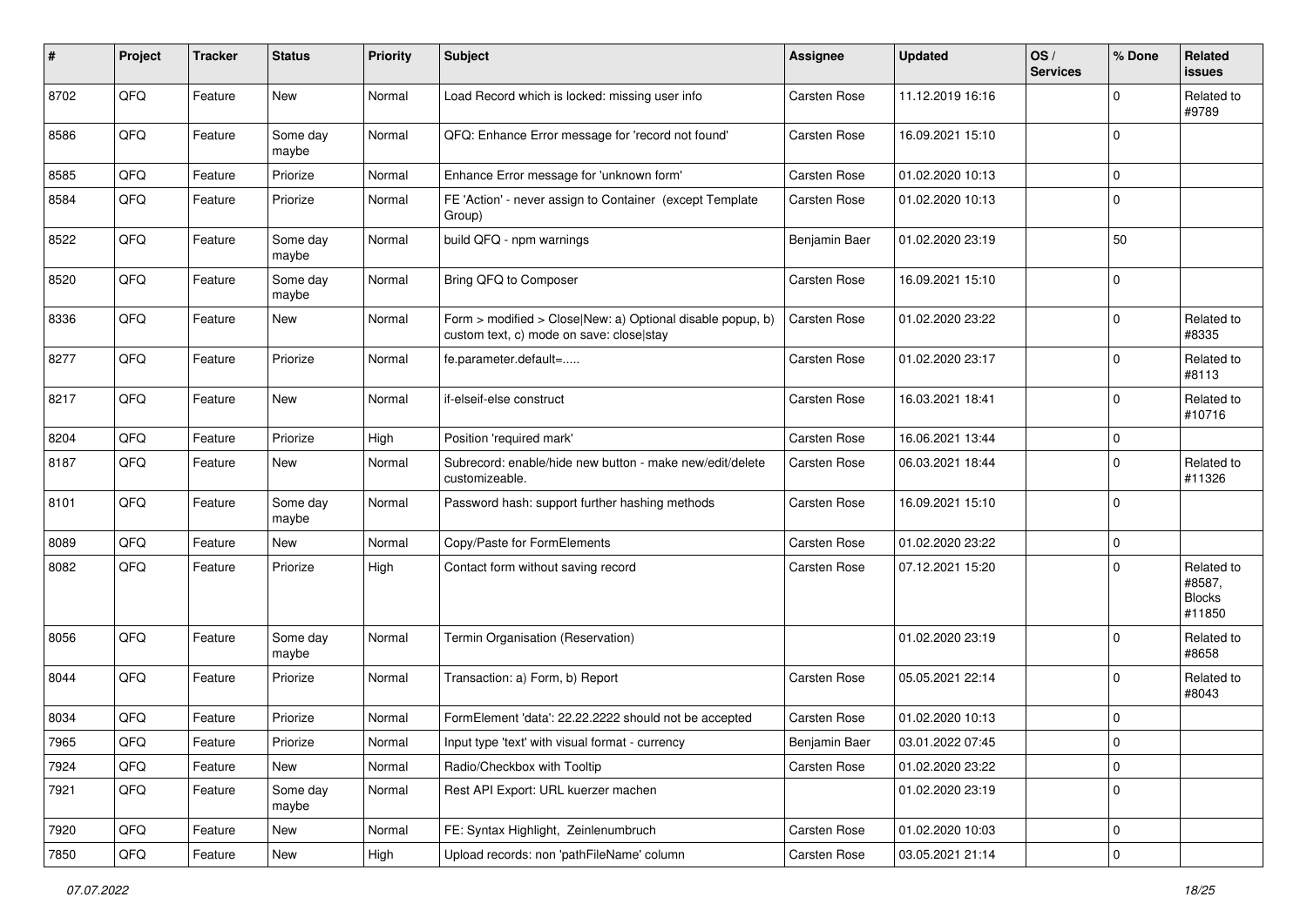| # | Project | Tracker | Status | Priority | Subject | Assignee | Updated | OS / Services | % Done | Related issues |
|---|---|---|---|---|---|---|---|---|---|---|
| 8702 | QFQ | Feature | New | Normal | Load Record which is locked: missing user info | Carsten Rose | 11.12.2019 16:16 | | 0 | Related to #9789 |
| 8586 | QFQ | Feature | Some day maybe | Normal | QFQ: Enhance Error message for 'record not found' | Carsten Rose | 16.09.2021 15:10 | | 0 | |
| 8585 | QFQ | Feature | Priorize | Normal | Enhance Error message for 'unknown form' | Carsten Rose | 01.02.2020 10:13 | | 0 | |
| 8584 | QFQ | Feature | Priorize | Normal | FE 'Action' - never assign to Container (except Template Group) | Carsten Rose | 01.02.2020 10:13 | | 0 | |
| 8522 | QFQ | Feature | Some day maybe | Normal | build QFQ - npm warnings | Benjamin Baer | 01.02.2020 23:19 | | 50 | |
| 8520 | QFQ | Feature | Some day maybe | Normal | Bring QFQ to Composer | Carsten Rose | 16.09.2021 15:10 | | 0 | |
| 8336 | QFQ | Feature | New | Normal | Form > modified > Close\|New: a) Optional disable popup, b) custom text, c) mode on save: close\|stay | Carsten Rose | 01.02.2020 23:22 | | 0 | Related to #8335 |
| 8277 | QFQ | Feature | Priorize | Normal | fe.parameter.default=..... | Carsten Rose | 01.02.2020 23:17 | | 0 | Related to #8113 |
| 8217 | QFQ | Feature | New | Normal | if-elseif-else construct | Carsten Rose | 16.03.2021 18:41 | | 0 | Related to #10716 |
| 8204 | QFQ | Feature | Priorize | High | Position 'required mark' | Carsten Rose | 16.06.2021 13:44 | | 0 | |
| 8187 | QFQ | Feature | New | Normal | Subrecord: enable/hide new button - make new/edit/delete customizeable. | Carsten Rose | 06.03.2021 18:44 | | 0 | Related to #11326 |
| 8101 | QFQ | Feature | Some day maybe | Normal | Password hash: support further hashing methods | Carsten Rose | 16.09.2021 15:10 | | 0 | |
| 8089 | QFQ | Feature | New | Normal | Copy/Paste for FormElements | Carsten Rose | 01.02.2020 23:22 | | 0 | |
| 8082 | QFQ | Feature | Priorize | High | Contact form without saving record | Carsten Rose | 07.12.2021 15:20 | | 0 | Related to #8587, Blocks #11850 |
| 8056 | QFQ | Feature | Some day maybe | Normal | Termin Organisation (Reservation) | | 01.02.2020 23:19 | | 0 | Related to #8658 |
| 8044 | QFQ | Feature | Priorize | Normal | Transaction: a) Form, b) Report | Carsten Rose | 05.05.2021 22:14 | | 0 | Related to #8043 |
| 8034 | QFQ | Feature | Priorize | Normal | FormElement 'data': 22.22.2222 should not be accepted | Carsten Rose | 01.02.2020 10:13 | | 0 | |
| 7965 | QFQ | Feature | Priorize | Normal | Input type 'text' with visual format - currency | Benjamin Baer | 03.01.2022 07:45 | | 0 | |
| 7924 | QFQ | Feature | New | Normal | Radio/Checkbox with Tooltip | Carsten Rose | 01.02.2020 23:22 | | 0 | |
| 7921 | QFQ | Feature | Some day maybe | Normal | Rest API Export: URL kuerzer machen | | 01.02.2020 23:19 | | 0 | |
| 7920 | QFQ | Feature | New | Normal | FE: Syntax Highlight, Zeinlenumbruch | Carsten Rose | 01.02.2020 10:03 | | 0 | |
| 7850 | QFQ | Feature | New | High | Upload records: non 'pathFileName' column | Carsten Rose | 03.05.2021 21:14 | | 0 | |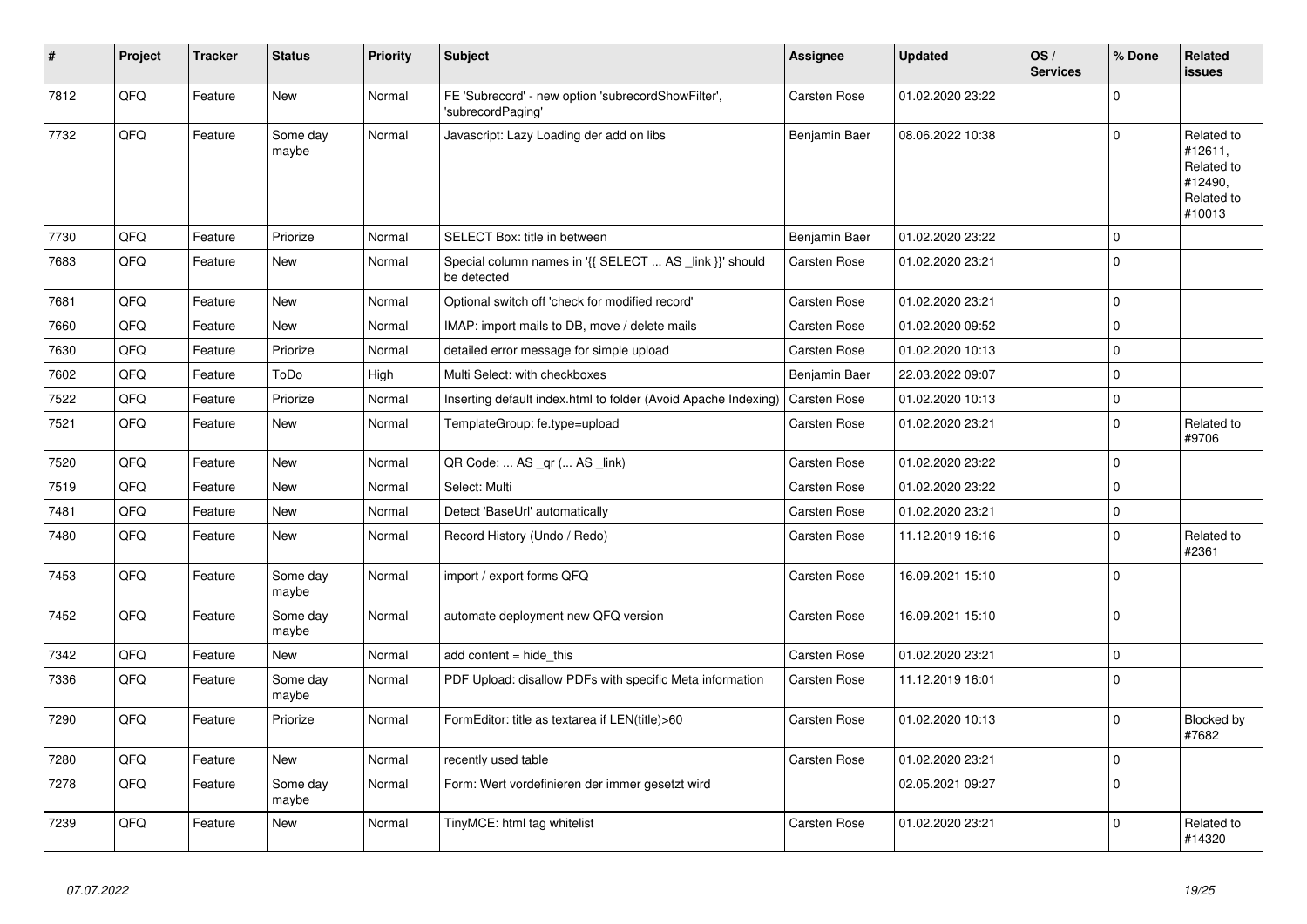| # | Project | Tracker | Status | Priority | Subject | Assignee | Updated | OS / Services | % Done | Related issues |
|---|---|---|---|---|---|---|---|---|---|---|
| 7812 | QFQ | Feature | New | Normal | FE 'Subrecord' - new option 'subrecordShowFilter', 'subrecordPaging' | Carsten Rose | 01.02.2020 23:22 | | 0 | |
| 7732 | QFQ | Feature | Some day maybe | Normal | Javascript: Lazy Loading der add on libs | Benjamin Baer | 08.06.2022 10:38 | | 0 | Related to #12611, Related to #12490, Related to #10013 |
| 7730 | QFQ | Feature | Priorize | Normal | SELECT Box: title in between | Benjamin Baer | 01.02.2020 23:22 | | 0 | |
| 7683 | QFQ | Feature | New | Normal | Special column names in '{{ SELECT ... AS _link }}' should be detected | Carsten Rose | 01.02.2020 23:21 | | 0 | |
| 7681 | QFQ | Feature | New | Normal | Optional switch off 'check for modified record' | Carsten Rose | 01.02.2020 23:21 | | 0 | |
| 7660 | QFQ | Feature | New | Normal | IMAP: import mails to DB, move / delete mails | Carsten Rose | 01.02.2020 09:52 | | 0 | |
| 7630 | QFQ | Feature | Priorize | Normal | detailed error message for simple upload | Carsten Rose | 01.02.2020 10:13 | | 0 | |
| 7602 | QFQ | Feature | ToDo | High | Multi Select: with checkboxes | Benjamin Baer | 22.03.2022 09:07 | | 0 | |
| 7522 | QFQ | Feature | Priorize | Normal | Inserting default index.html to folder (Avoid Apache Indexing) | Carsten Rose | 01.02.2020 10:13 | | 0 | |
| 7521 | QFQ | Feature | New | Normal | TemplateGroup: fe.type=upload | Carsten Rose | 01.02.2020 23:21 | | 0 | Related to #9706 |
| 7520 | QFQ | Feature | New | Normal | QR Code: ... AS _qr (... AS _link) | Carsten Rose | 01.02.2020 23:22 | | 0 | |
| 7519 | QFQ | Feature | New | Normal | Select: Multi | Carsten Rose | 01.02.2020 23:22 | | 0 | |
| 7481 | QFQ | Feature | New | Normal | Detect 'BaseUrl' automatically | Carsten Rose | 01.02.2020 23:21 | | 0 | |
| 7480 | QFQ | Feature | New | Normal | Record History (Undo / Redo) | Carsten Rose | 11.12.2019 16:16 | | 0 | Related to #2361 |
| 7453 | QFQ | Feature | Some day maybe | Normal | import / export forms QFQ | Carsten Rose | 16.09.2021 15:10 | | 0 | |
| 7452 | QFQ | Feature | Some day maybe | Normal | automate deployment new QFQ version | Carsten Rose | 16.09.2021 15:10 | | 0 | |
| 7342 | QFQ | Feature | New | Normal | add content = hide_this | Carsten Rose | 01.02.2020 23:21 | | 0 | |
| 7336 | QFQ | Feature | Some day maybe | Normal | PDF Upload: disallow PDFs with specific Meta information | Carsten Rose | 11.12.2019 16:01 | | 0 | |
| 7290 | QFQ | Feature | Priorize | Normal | FormEditor: title as textarea if LEN(title)>60 | Carsten Rose | 01.02.2020 10:13 | | 0 | Blocked by #7682 |
| 7280 | QFQ | Feature | New | Normal | recently used table | Carsten Rose | 01.02.2020 23:21 | | 0 | |
| 7278 | QFQ | Feature | Some day maybe | Normal | Form: Wert vordefinieren der immer gesetzt wird | | 02.05.2021 09:27 | | 0 | |
| 7239 | QFQ | Feature | New | Normal | TinyMCE: html tag whitelist | Carsten Rose | 01.02.2020 23:21 | | 0 | Related to #14320 |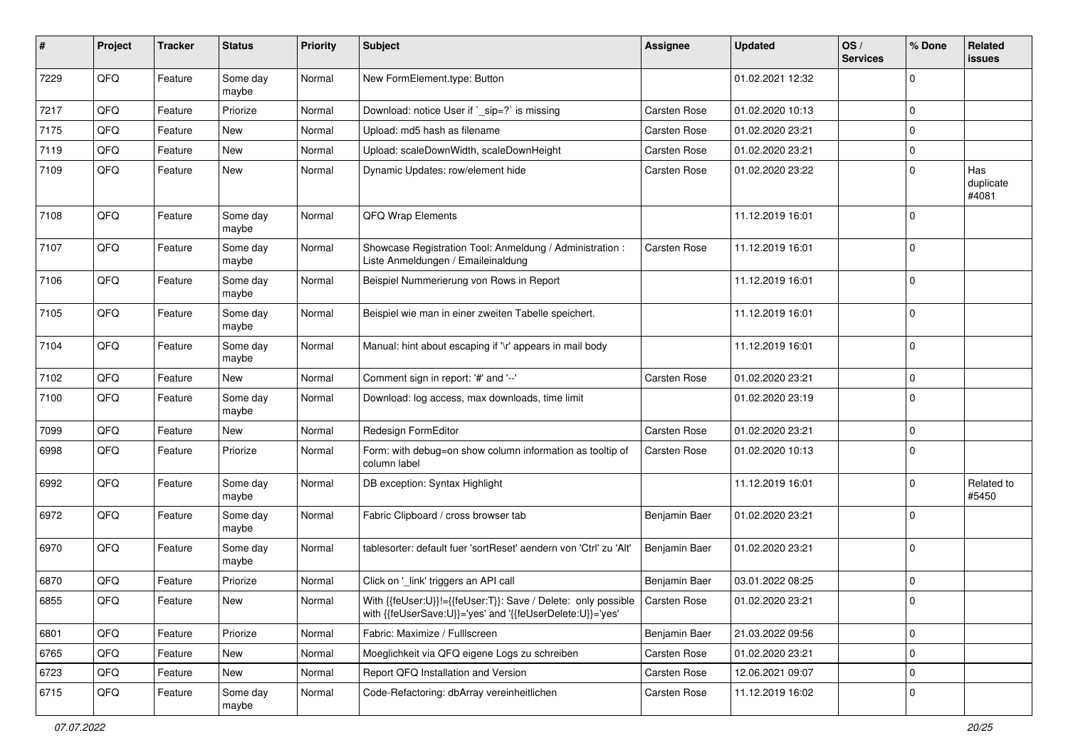| # | Project | Tracker | Status | Priority | Subject | Assignee | Updated | OS / Services | % Done | Related issues |
|---|---|---|---|---|---|---|---|---|---|---|
| 7229 | QFQ | Feature | Some day maybe | Normal | New FormElement.type: Button | | 01.02.2021 12:32 | | 0 | |
| 7217 | QFQ | Feature | Priorize | Normal | Download: notice User if `_sip=?` is missing | Carsten Rose | 01.02.2020 10:13 | | 0 | |
| 7175 | QFQ | Feature | New | Normal | Upload: md5 hash as filename | Carsten Rose | 01.02.2020 23:21 | | 0 | |
| 7119 | QFQ | Feature | New | Normal | Upload: scaleDownWidth, scaleDownHeight | Carsten Rose | 01.02.2020 23:21 | | 0 | |
| 7109 | QFQ | Feature | New | Normal | Dynamic Updates: row/element hide | Carsten Rose | 01.02.2020 23:22 | | 0 | Has duplicate #4081 |
| 7108 | QFQ | Feature | Some day maybe | Normal | QFQ Wrap Elements | | 11.12.2019 16:01 | | 0 | |
| 7107 | QFQ | Feature | Some day maybe | Normal | Showcase Registration Tool: Anmeldung / Administration : Liste Anmeldungen / Emaileinaldung | Carsten Rose | 11.12.2019 16:01 | | 0 | |
| 7106 | QFQ | Feature | Some day maybe | Normal | Beispiel Nummerierung von Rows in Report | | 11.12.2019 16:01 | | 0 | |
| 7105 | QFQ | Feature | Some day maybe | Normal | Beispiel wie man in einer zweiten Tabelle speichert. | | 11.12.2019 16:01 | | 0 | |
| 7104 | QFQ | Feature | Some day maybe | Normal | Manual: hint about escaping if '\r' appears in mail body | | 11.12.2019 16:01 | | 0 | |
| 7102 | QFQ | Feature | New | Normal | Comment sign in report: '#' and '--' | Carsten Rose | 01.02.2020 23:21 | | 0 | |
| 7100 | QFQ | Feature | Some day maybe | Normal | Download: log access, max downloads, time limit | | 01.02.2020 23:19 | | 0 | |
| 7099 | QFQ | Feature | New | Normal | Redesign FormEditor | Carsten Rose | 01.02.2020 23:21 | | 0 | |
| 6998 | QFQ | Feature | Priorize | Normal | Form: with debug=on show column information as tooltip of column label | Carsten Rose | 01.02.2020 10:13 | | 0 | |
| 6992 | QFQ | Feature | Some day maybe | Normal | DB exception: Syntax Highlight | | 11.12.2019 16:01 | | 0 | Related to #5450 |
| 6972 | QFQ | Feature | Some day maybe | Normal | Fabric Clipboard / cross browser tab | Benjamin Baer | 01.02.2020 23:21 | | 0 | |
| 6970 | QFQ | Feature | Some day maybe | Normal | tablesorter: default fuer 'sortReset' aendern von 'Ctrl' zu 'Alt' | Benjamin Baer | 01.02.2020 23:21 | | 0 | |
| 6870 | QFQ | Feature | Priorize | Normal | Click on '_link' triggers an API call | Benjamin Baer | 03.01.2022 08:25 | | 0 | |
| 6855 | QFQ | Feature | New | Normal | With {{feUser:U}}!={{feUser:T}}: Save / Delete: only possible with {{feUserSave:U}}='yes' and '{{feUserDelete:U}}='yes' | Carsten Rose | 01.02.2020 23:21 | | 0 | |
| 6801 | QFQ | Feature | Priorize | Normal | Fabric: Maximize / FullIscreen | Benjamin Baer | 21.03.2022 09:56 | | 0 | |
| 6765 | QFQ | Feature | New | Normal | Moeglichkeit via QFQ eigene Logs zu schreiben | Carsten Rose | 01.02.2020 23:21 | | 0 | |
| 6723 | QFQ | Feature | New | Normal | Report QFQ Installation and Version | Carsten Rose | 12.06.2021 09:07 | | 0 | |
| 6715 | QFQ | Feature | Some day maybe | Normal | Code-Refactoring: dbArray vereinheitlichen | Carsten Rose | 11.12.2019 16:02 | | 0 | |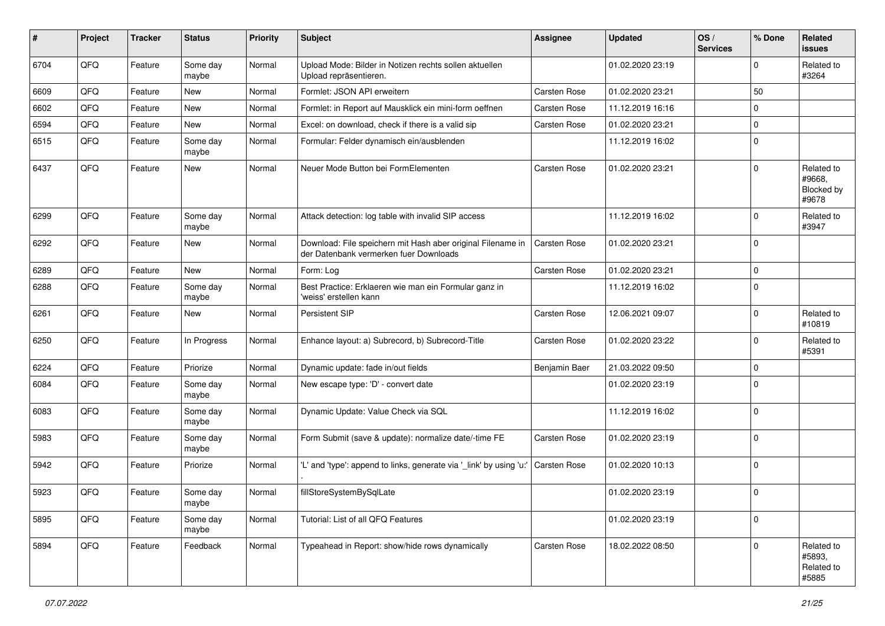| # | Project | Tracker | Status | Priority | Subject | Assignee | Updated | OS / Services | % Done | Related issues |
|---|---|---|---|---|---|---|---|---|---|---|
| 6704 | QFQ | Feature | Some day maybe | Normal | Upload Mode: Bilder in Notizen rechts sollen aktuellen Upload repräsentieren. | | 01.02.2020 23:19 | | 0 | Related to #3264 |
| 6609 | QFQ | Feature | New | Normal | Formlet: JSON API erweitern | Carsten Rose | 01.02.2020 23:21 | | 50 | |
| 6602 | QFQ | Feature | New | Normal | Formlet: in Report auf Mausklick ein mini-form oeffnen | Carsten Rose | 11.12.2019 16:16 | | 0 | |
| 6594 | QFQ | Feature | New | Normal | Excel: on download, check if there is a valid sip | Carsten Rose | 01.02.2020 23:21 | | 0 | |
| 6515 | QFQ | Feature | Some day maybe | Normal | Formular: Felder dynamisch ein/ausblenden | | 11.12.2019 16:02 | | 0 | |
| 6437 | QFQ | Feature | New | Normal | Neuer Mode Button bei FormElementen | Carsten Rose | 01.02.2020 23:21 | | 0 | Related to #9668, Blocked by #9678 |
| 6299 | QFQ | Feature | Some day maybe | Normal | Attack detection: log table with invalid SIP access | | 11.12.2019 16:02 | | 0 | Related to #3947 |
| 6292 | QFQ | Feature | New | Normal | Download: File speichern mit Hash aber original Filename in der Datenbank vermerken fuer Downloads | Carsten Rose | 01.02.2020 23:21 | | 0 | |
| 6289 | QFQ | Feature | New | Normal | Form: Log | Carsten Rose | 01.02.2020 23:21 | | 0 | |
| 6288 | QFQ | Feature | Some day maybe | Normal | Best Practice: Erklaeren wie man ein Formular ganz in 'weiss' erstellen kann | | 11.12.2019 16:02 | | 0 | |
| 6261 | QFQ | Feature | New | Normal | Persistent SIP | Carsten Rose | 12.06.2021 09:07 | | 0 | Related to #10819 |
| 6250 | QFQ | Feature | In Progress | Normal | Enhance layout: a) Subrecord, b) Subrecord-Title | Carsten Rose | 01.02.2020 23:22 | | 0 | Related to #5391 |
| 6224 | QFQ | Feature | Priorize | Normal | Dynamic update: fade in/out fields | Benjamin Baer | 21.03.2022 09:50 | | 0 | |
| 6084 | QFQ | Feature | Some day maybe | Normal | New escape type: 'D' - convert date | | 01.02.2020 23:19 | | 0 | |
| 6083 | QFQ | Feature | Some day maybe | Normal | Dynamic Update: Value Check via SQL | | 11.12.2019 16:02 | | 0 | |
| 5983 | QFQ | Feature | Some day maybe | Normal | Form Submit (save & update): normalize date/-time FE | Carsten Rose | 01.02.2020 23:19 | | 0 | |
| 5942 | QFQ | Feature | Priorize | Normal | 'L' and 'type': append to links, generate via '_link' by using 'u:' . | Carsten Rose | 01.02.2020 10:13 | | 0 | |
| 5923 | QFQ | Feature | Some day maybe | Normal | fillStoreSystemBySqlLate | | 01.02.2020 23:19 | | 0 | |
| 5895 | QFQ | Feature | Some day maybe | Normal | Tutorial: List of all QFQ Features | | 01.02.2020 23:19 | | 0 | |
| 5894 | QFQ | Feature | Feedback | Normal | Typeahead in Report: show/hide rows dynamically | Carsten Rose | 18.02.2022 08:50 | | 0 | Related to #5893, Related to #5885 |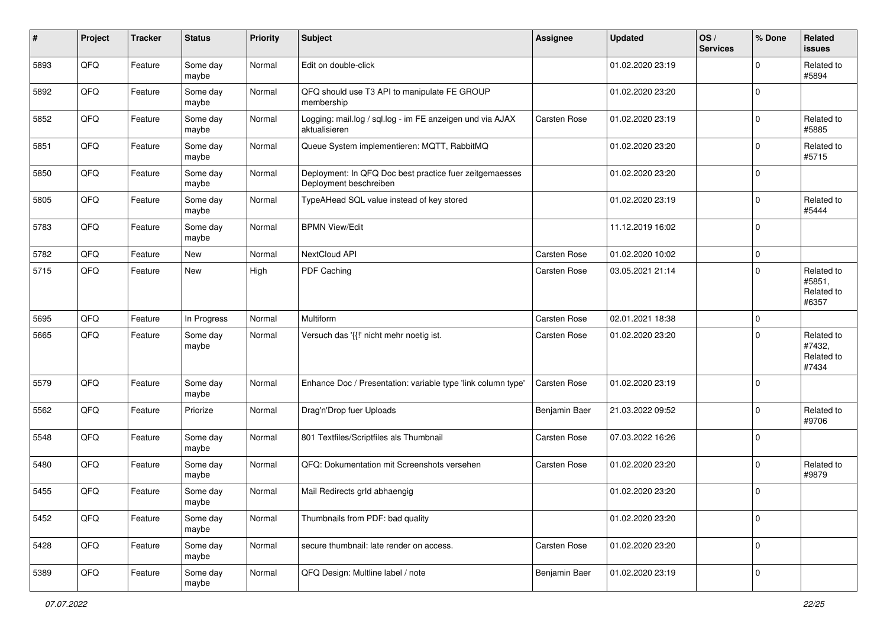| # | Project | Tracker | Status | Priority | Subject | Assignee | Updated | OS / Services | % Done | Related issues |
|---|---|---|---|---|---|---|---|---|---|---|
| 5893 | QFQ | Feature | Some day maybe | Normal | Edit on double-click | | 01.02.2020 23:19 | | 0 | Related to #5894 |
| 5892 | QFQ | Feature | Some day maybe | Normal | QFQ should use T3 API to manipulate FE GROUP membership | | 01.02.2020 23:20 | | 0 | |
| 5852 | QFQ | Feature | Some day maybe | Normal | Logging: mail.log / sql.log - im FE anzeigen und via AJAX aktualisieren | Carsten Rose | 01.02.2020 23:19 | | 0 | Related to #5885 |
| 5851 | QFQ | Feature | Some day maybe | Normal | Queue System implementieren: MQTT, RabbitMQ | | 01.02.2020 23:20 | | 0 | Related to #5715 |
| 5850 | QFQ | Feature | Some day maybe | Normal | Deployment: In QFQ Doc best practice fuer zeitgemaesses Deployment beschreiben | | 01.02.2020 23:20 | | 0 | |
| 5805 | QFQ | Feature | Some day maybe | Normal | TypeAHead SQL value instead of key stored | | 01.02.2020 23:19 | | 0 | Related to #5444 |
| 5783 | QFQ | Feature | Some day maybe | Normal | BPMN View/Edit | | 11.12.2019 16:02 | | 0 | |
| 5782 | QFQ | Feature | New | Normal | NextCloud API | Carsten Rose | 01.02.2020 10:02 | | 0 | |
| 5715 | QFQ | Feature | New | High | PDF Caching | Carsten Rose | 03.05.2021 21:14 | | 0 | Related to #5851, Related to #6357 |
| 5695 | QFQ | Feature | In Progress | Normal | Multiform | Carsten Rose | 02.01.2021 18:38 | | 0 | |
| 5665 | QFQ | Feature | Some day maybe | Normal | Versuch das '{{!' nicht mehr noetig ist. | Carsten Rose | 01.02.2020 23:20 | | 0 | Related to #7432, Related to #7434 |
| 5579 | QFQ | Feature | Some day maybe | Normal | Enhance Doc / Presentation: variable type 'link column type' | Carsten Rose | 01.02.2020 23:19 | | 0 | |
| 5562 | QFQ | Feature | Priorize | Normal | Drag'n'Drop fuer Uploads | Benjamin Baer | 21.03.2022 09:52 | | 0 | Related to #9706 |
| 5548 | QFQ | Feature | Some day maybe | Normal | 801 Textfiles/Scriptfiles als Thumbnail | Carsten Rose | 07.03.2022 16:26 | | 0 | |
| 5480 | QFQ | Feature | Some day maybe | Normal | QFQ: Dokumentation mit Screenshots versehen | Carsten Rose | 01.02.2020 23:20 | | 0 | Related to #9879 |
| 5455 | QFQ | Feature | Some day maybe | Normal | Mail Redirects grId abhaengig | | 01.02.2020 23:20 | | 0 | |
| 5452 | QFQ | Feature | Some day maybe | Normal | Thumbnails from PDF: bad quality | | 01.02.2020 23:20 | | 0 | |
| 5428 | QFQ | Feature | Some day maybe | Normal | secure thumbnail: late render on access. | Carsten Rose | 01.02.2020 23:20 | | 0 | |
| 5389 | QFQ | Feature | Some day maybe | Normal | QFQ Design: Multline label / note | Benjamin Baer | 01.02.2020 23:19 | | 0 | |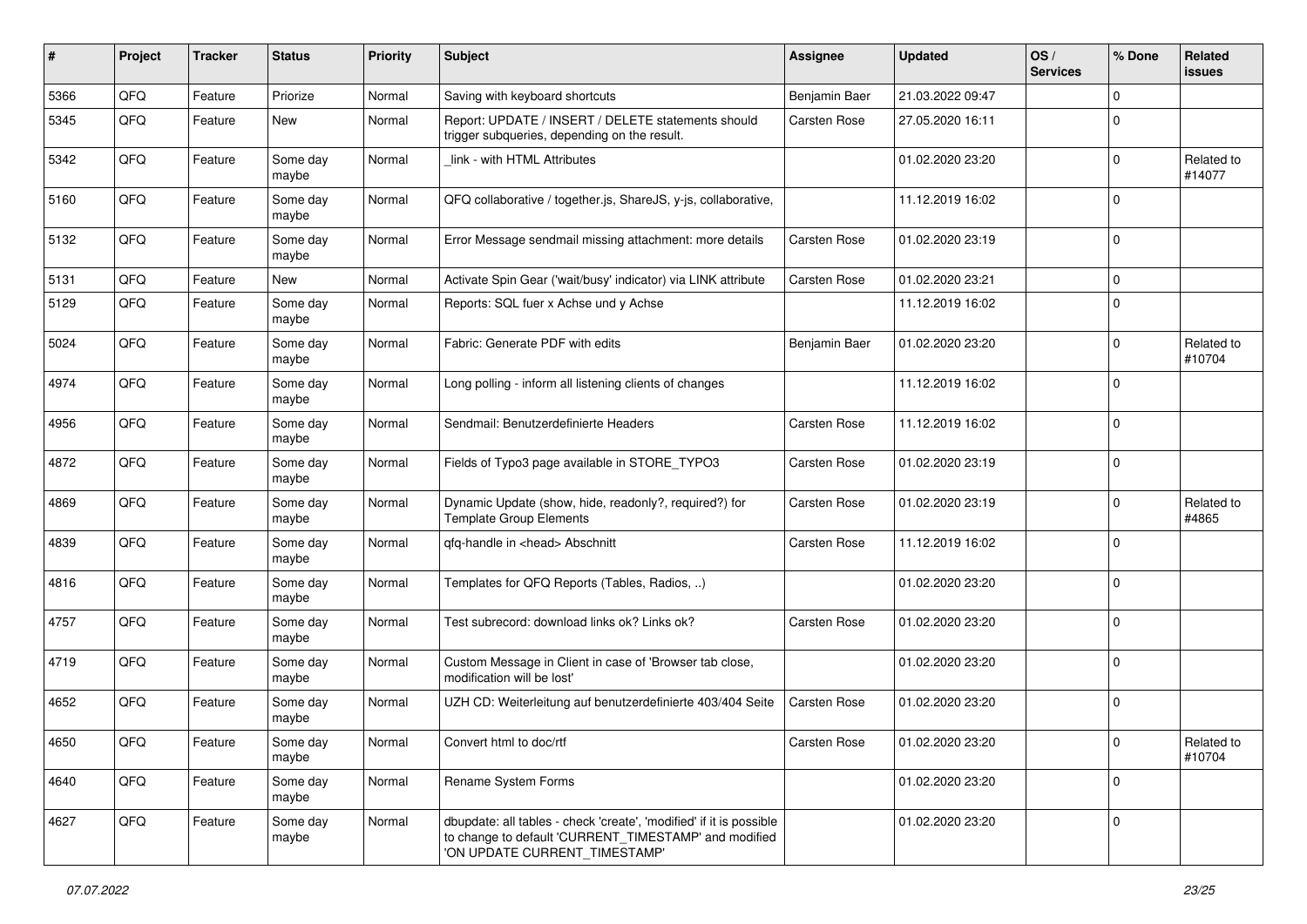| # | Project | Tracker | Status | Priority | Subject | Assignee | Updated | OS / Services | % Done | Related issues |
|---|---|---|---|---|---|---|---|---|---|---|
| 5366 | QFQ | Feature | Priorize | Normal | Saving with keyboard shortcuts | Benjamin Baer | 21.03.2022 09:47 | | 0 | |
| 5345 | QFQ | Feature | New | Normal | Report: UPDATE / INSERT / DELETE statements should trigger subqueries, depending on the result. | Carsten Rose | 27.05.2020 16:11 | | 0 | |
| 5342 | QFQ | Feature | Some day maybe | Normal | _link - with HTML Attributes | | 01.02.2020 23:20 | | 0 | Related to #14077 |
| 5160 | QFQ | Feature | Some day maybe | Normal | QFQ collaborative / together.js, ShareJS, y-js, collaborative, | | 11.12.2019 16:02 | | 0 | |
| 5132 | QFQ | Feature | Some day maybe | Normal | Error Message sendmail missing attachment: more details | Carsten Rose | 01.02.2020 23:19 | | 0 | |
| 5131 | QFQ | Feature | New | Normal | Activate Spin Gear ('wait/busy' indicator) via LINK attribute | Carsten Rose | 01.02.2020 23:21 | | 0 | |
| 5129 | QFQ | Feature | Some day maybe | Normal | Reports: SQL fuer x Achse und y Achse | | 11.12.2019 16:02 | | 0 | |
| 5024 | QFQ | Feature | Some day maybe | Normal | Fabric: Generate PDF with edits | Benjamin Baer | 01.02.2020 23:20 | | 0 | Related to #10704 |
| 4974 | QFQ | Feature | Some day maybe | Normal | Long polling - inform all listening clients of changes | | 11.12.2019 16:02 | | 0 | |
| 4956 | QFQ | Feature | Some day maybe | Normal | Sendmail: Benutzerdefinierte Headers | Carsten Rose | 11.12.2019 16:02 | | 0 | |
| 4872 | QFQ | Feature | Some day maybe | Normal | Fields of Typo3 page available in STORE_TYPO3 | Carsten Rose | 01.02.2020 23:19 | | 0 | |
| 4869 | QFQ | Feature | Some day maybe | Normal | Dynamic Update (show, hide, readonly?, required?) for Template Group Elements | Carsten Rose | 01.02.2020 23:19 | | 0 | Related to #4865 |
| 4839 | QFQ | Feature | Some day maybe | Normal | qfq-handle in <head> Abschnitt | Carsten Rose | 11.12.2019 16:02 | | 0 | |
| 4816 | QFQ | Feature | Some day maybe | Normal | Templates for QFQ Reports (Tables, Radios, ..) | | 01.02.2020 23:20 | | 0 | |
| 4757 | QFQ | Feature | Some day maybe | Normal | Test subrecord: download links ok? Links ok? | Carsten Rose | 01.02.2020 23:20 | | 0 | |
| 4719 | QFQ | Feature | Some day maybe | Normal | Custom Message in Client in case of 'Browser tab close, modification will be lost' | | 01.02.2020 23:20 | | 0 | |
| 4652 | QFQ | Feature | Some day maybe | Normal | UZH CD: Weiterleitung auf benutzerdefinierte 403/404 Seite | Carsten Rose | 01.02.2020 23:20 | | 0 | |
| 4650 | QFQ | Feature | Some day maybe | Normal | Convert html to doc/rtf | Carsten Rose | 01.02.2020 23:20 | | 0 | Related to #10704 |
| 4640 | QFQ | Feature | Some day maybe | Normal | Rename System Forms | | 01.02.2020 23:20 | | 0 | |
| 4627 | QFQ | Feature | Some day maybe | Normal | dbupdate: all tables - check 'create', 'modified' if it is possible to change to default 'CURRENT_TIMESTAMP' and modified 'ON UPDATE CURRENT_TIMESTAMP' | | 01.02.2020 23:20 | | 0 | |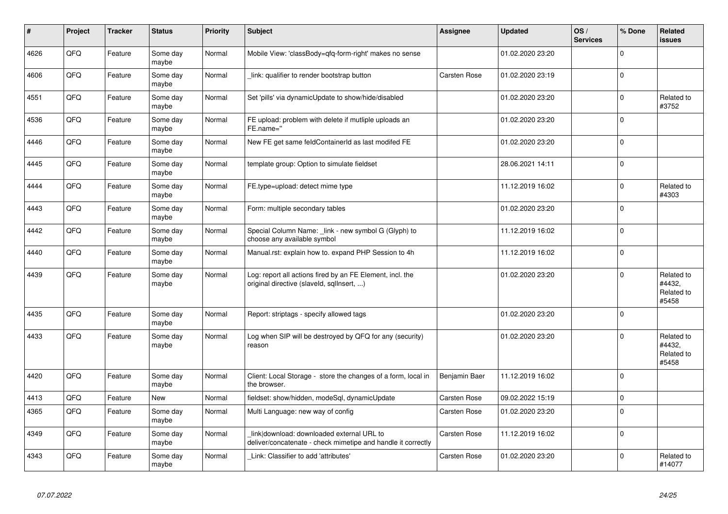| # | Project | Tracker | Status | Priority | Subject | Assignee | Updated | OS / Services | % Done | Related issues |
|---|---|---|---|---|---|---|---|---|---|---|
| 4626 | QFQ | Feature | Some day maybe | Normal | Mobile View: 'classBody=qfq-form-right' makes no sense | | 01.02.2020 23:20 | | 0 | |
| 4606 | QFQ | Feature | Some day maybe | Normal | _link: qualifier to render bootstrap button | Carsten Rose | 01.02.2020 23:19 | | 0 | |
| 4551 | QFQ | Feature | Some day maybe | Normal | Set 'pills' via dynamicUpdate to show/hide/disabled | | 01.02.2020 23:20 | | 0 | Related to #3752 |
| 4536 | QFQ | Feature | Some day maybe | Normal | FE upload: problem with delete if mutliple uploads an FE.name=" | | 01.02.2020 23:20 | | 0 | |
| 4446 | QFQ | Feature | Some day maybe | Normal | New FE get same feldContainerId as last modifed FE | | 01.02.2020 23:20 | | 0 | |
| 4445 | QFQ | Feature | Some day maybe | Normal | template group: Option to simulate fieldset | | 28.06.2021 14:11 | | 0 | |
| 4444 | QFQ | Feature | Some day maybe | Normal | FE.type=upload: detect mime type | | 11.12.2019 16:02 | | 0 | Related to #4303 |
| 4443 | QFQ | Feature | Some day maybe | Normal | Form: multiple secondary tables | | 01.02.2020 23:20 | | 0 | |
| 4442 | QFQ | Feature | Some day maybe | Normal | Special Column Name: _link - new symbol G (Glyph) to choose any available symbol | | 11.12.2019 16:02 | | 0 | |
| 4440 | QFQ | Feature | Some day maybe | Normal | Manual.rst: explain how to. expand PHP Session to 4h | | 11.12.2019 16:02 | | 0 | |
| 4439 | QFQ | Feature | Some day maybe | Normal | Log: report all actions fired by an FE Element, incl. the original directive (slaveId, sqlInsert, ...) | | 01.02.2020 23:20 | | 0 | Related to #4432, Related to #5458 |
| 4435 | QFQ | Feature | Some day maybe | Normal | Report: striptags - specify allowed tags | | 01.02.2020 23:20 | | 0 | |
| 4433 | QFQ | Feature | Some day maybe | Normal | Log when SIP will be destroyed by QFQ for any (security) reason | | 01.02.2020 23:20 | | 0 | Related to #4432, Related to #5458 |
| 4420 | QFQ | Feature | Some day maybe | Normal | Client: Local Storage - store the changes of a form, local in the browser. | Benjamin Baer | 11.12.2019 16:02 | | 0 | |
| 4413 | QFQ | Feature | New | Normal | fieldset: show/hidden, modeSql, dynamicUpdate | Carsten Rose | 09.02.2022 15:19 | | 0 | |
| 4365 | QFQ | Feature | Some day maybe | Normal | Multi Language: new way of config | Carsten Rose | 01.02.2020 23:20 | | 0 | |
| 4349 | QFQ | Feature | Some day maybe | Normal | link\|download: downloaded external URL to deliver/concatenate - check mimetipe and handle it correctly | Carsten Rose | 11.12.2019 16:02 | | 0 | |
| 4343 | QFQ | Feature | Some day maybe | Normal | Link: Classifier to add 'attributes' | Carsten Rose | 01.02.2020 23:20 | | 0 | Related to #14077 |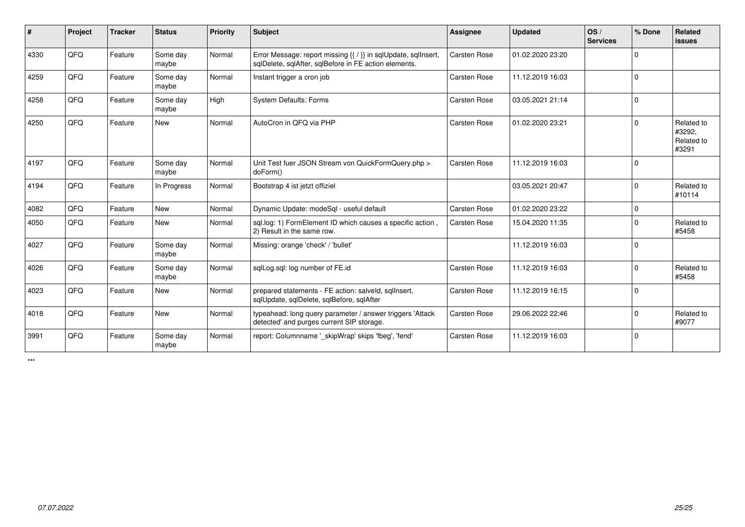| # | Project | Tracker | Status | Priority | Subject | Assignee | Updated | OS / Services | % Done | Related issues |
|---|---|---|---|---|---|---|---|---|---|---|
| 4330 | QFQ | Feature | Some day maybe | Normal | Error Message: report missing {{ / }} in sqlUpdate, sqlInsert, sqlDelete, sqlAfter, sqlBefore in FE action elements. | Carsten Rose | 01.02.2020 23:20 | | 0 | |
| 4259 | QFQ | Feature | Some day maybe | Normal | Instant trigger a cron job | Carsten Rose | 11.12.2019 16:03 | | 0 | |
| 4258 | QFQ | Feature | Some day maybe | High | System Defaults: Forms | Carsten Rose | 03.05.2021 21:14 | | 0 | |
| 4250 | QFQ | Feature | New | Normal | AutoCron in QFQ via PHP | Carsten Rose | 01.02.2020 23:21 | | 0 | Related to #3292, Related to #3291 |
| 4197 | QFQ | Feature | Some day maybe | Normal | Unit Test fuer JSON Stream von QuickFormQuery.php > doForm() | Carsten Rose | 11.12.2019 16:03 | | 0 | |
| 4194 | QFQ | Feature | In Progress | Normal | Bootstrap 4 ist jetzt offiziel | | 03.05.2021 20:47 | | 0 | Related to #10114 |
| 4082 | QFQ | Feature | New | Normal | Dynamic Update: modeSql - useful default | Carsten Rose | 01.02.2020 23:22 | | 0 | |
| 4050 | QFQ | Feature | New | Normal | sql.log: 1) FormElement ID which causes a specific action , 2) Result in the same row. | Carsten Rose | 15.04.2020 11:35 | | 0 | Related to #5458 |
| 4027 | QFQ | Feature | Some day maybe | Normal | Missing: orange 'check' / 'bullet' | | 11.12.2019 16:03 | | 0 | |
| 4026 | QFQ | Feature | Some day maybe | Normal | sqlLog.sql: log number of FE.id | Carsten Rose | 11.12.2019 16:03 | | 0 | Related to #5458 |
| 4023 | QFQ | Feature | New | Normal | prepared statements - FE action: salveld, sqlInsert, sqlUpdate, sqlDelete, sqlBefore, sqlAfter | Carsten Rose | 11.12.2019 16:15 | | 0 | |
| 4018 | QFQ | Feature | New | Normal | typeahead: long query parameter / answer triggers 'Attack detected' and purges current SIP storage. | Carsten Rose | 29.06.2022 22:46 | | 0 | Related to #9077 |
| 3991 | QFQ | Feature | Some day maybe | Normal | report: Columnname '_skipWrap' skips 'fbeg', 'fend' | Carsten Rose | 11.12.2019 16:03 | | 0 | |

...